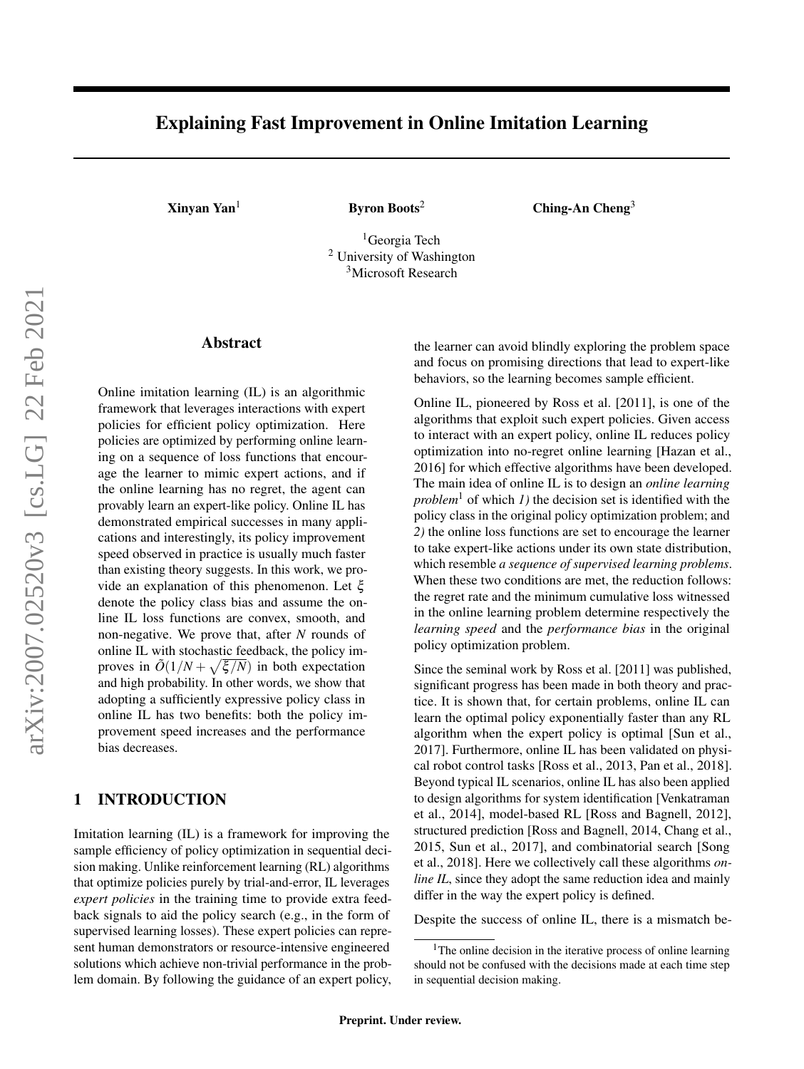# Explaining Fast Improvement in Online Imitation Learning

**Xinyan Yan**[1] **Byron Boots**[2] **Ching-An Cheng**[3]

[1]Georgia Tech
[2] University of Washington
[3]Microsoft Research

## Abstract

Online imitation learning (IL) is an algorithmic framework that leverages interactions with expert policies for efficient policy optimization. Here policies are optimized by performing online learning on a sequence of loss functions that encourage the learner to mimic expert actions, and if the online learning has no regret, the agent can provably learn an expert-like policy. Online IL has demonstrated empirical successes in many applications and interestingly, its policy improvement speed observed in practice is usually much faster than existing theory suggests. In this work, we provide an explanation of this phenomenon. Let $\xi$ denote the policy class bias and assume the online IL loss functions are convex, smooth, and non-negative. We prove that, after $N$ rounds of online IL with stochastic feedback, the policy improves in $\tilde{O}(1/N + \sqrt{\xi/N})$ in both expectation and high probability. In other words, we show that adopting a sufficiently expressive policy class in online IL has two benefits: both the policy improvement speed increases and the performance bias decreases.

## 1 INTRODUCTION

Imitation learning (IL) is a framework for improving the sample efficiency of policy optimization in sequential decision making. Unlike reinforcement learning (RL) algorithms that optimize policies purely by trial-and-error, IL leverages *expert policies* in the training time to provide extra feedback signals to aid the policy search (e.g., in the form of supervised learning losses). These expert policies can represent human demonstrators or resource-intensive engineered solutions which achieve non-trivial performance in the problem domain. By following the guidance of an expert policy, the learner can avoid blindly exploring the problem space and focus on promising directions that lead to expert-like behaviors, so the learning becomes sample efficient.

Online IL, pioneered by Ross et al. [2011], is one of the algorithms that exploit such expert policies. Given access to interact with an expert policy, online IL reduces policy optimization into no-regret online learning [Hazan et al., 2016] for which effective algorithms have been developed. The main idea of online IL is to design an *online learning problem*[1] of which *1)* the decision set is identified with the policy class in the original policy optimization problem; and *2)* the online loss functions are set to encourage the learner to take expert-like actions under its own state distribution, which resemble *a sequence of supervised learning problems*. When these two conditions are met, the reduction follows: the regret rate and the minimum cumulative loss witnessed in the online learning problem determine respectively the *learning speed* and the *performance bias* in the original policy optimization problem.

Since the seminal work by Ross et al. [2011] was published, significant progress has been made in both theory and practice. It is shown that, for certain problems, online IL can learn the optimal policy exponentially faster than any RL algorithm when the expert policy is optimal [Sun et al., 2017]. Furthermore, online IL has been validated on physical robot control tasks [Ross et al., 2013, Pan et al., 2018]. Beyond typical IL scenarios, online IL has also been applied to design algorithms for system identification [Venkatraman et al., 2014], model-based RL [Ross and Bagnell, 2012], structured prediction [Ross and Bagnell, 2014, Chang et al., 2015, Sun et al., 2017], and combinatorial search [Song et al., 2018]. Here we collectively call these algorithms *online IL*, since they adopt the same reduction idea and mainly differ in the way the expert policy is defined.

Despite the success of online IL, there is a mismatch be-

[1]The online decision in the iterative process of online learning should not be confused with the decisions made at each time step in sequential decision making.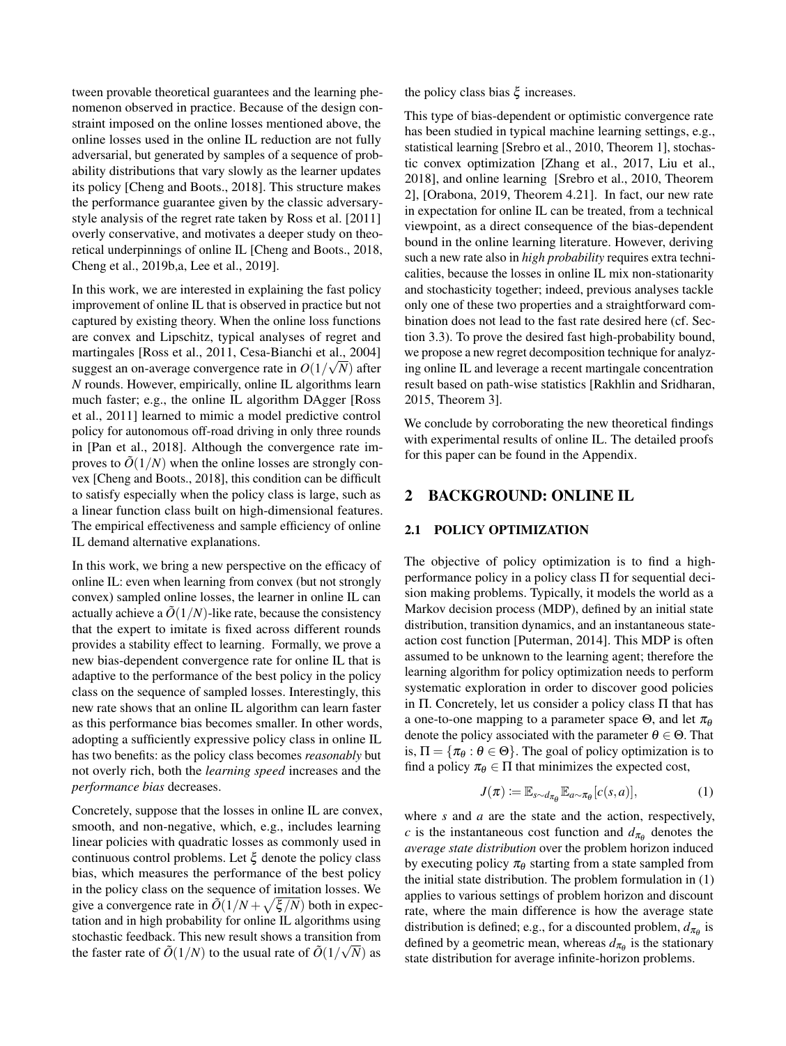tween provable theoretical guarantees and the learning phenomenon observed in practice. Because of the design constraint imposed on the online losses mentioned above, the online losses used in the online IL reduction are not fully adversarial, but generated by samples of a sequence of probability distributions that vary slowly as the learner updates its policy [Cheng and Boots., 2018]. This structure makes the performance guarantee given by the classic adversary-style analysis of the regret rate taken by Ross et al. [2011] overly conservative, and motivates a deeper study on theoretical underpinnings of online IL [Cheng and Boots., 2018, Cheng et al., 2019b,a, Lee et al., 2019].

In this work, we are interested in explaining the fast policy improvement of online IL that is observed in practice but not captured by existing theory. When the online loss functions are convex and Lipschitz, typical analyses of regret and martingales [Ross et al., 2011, Cesa-Bianchi et al., 2004] suggest an on-average convergence rate in $O(1/\sqrt{N})$ after $N$ rounds. However, empirically, online IL algorithms learn much faster; e.g., the online IL algorithm DAgger [Ross et al., 2011] learned to mimic a model predictive control policy for autonomous off-road driving in only three rounds in [Pan et al., 2018]. Although the convergence rate improves to $\tilde{O}(1/N)$ when the online losses are strongly convex [Cheng and Boots., 2018], this condition can be difficult to satisfy especially when the policy class is large, such as a linear function class built on high-dimensional features. The empirical effectiveness and sample efficiency of online IL demand alternative explanations.

In this work, we bring a new perspective on the efficacy of online IL: even when learning from convex (but not strongly convex) sampled online losses, the learner in online IL can actually achieve a $\tilde{O}(1/N)$-like rate, because the consistency that the expert to imitate is fixed across different rounds provides a stability effect to learning. Formally, we prove a new bias-dependent convergence rate for online IL that is adaptive to the performance of the best policy in the policy class on the sequence of sampled losses. Interestingly, this new rate shows that an online IL algorithm can learn faster as this performance bias becomes smaller. In other words, adopting a sufficiently expressive policy class in online IL has two benefits: as the policy class becomes *reasonably* but not overly rich, both the *learning speed* increases and the *performance bias* decreases.

Concretely, suppose that the losses in online IL are convex, smooth, and non-negative, which, e.g., includes learning linear policies with quadratic losses as commonly used in continuous control problems. Let $\xi$ denote the policy class bias, which measures the performance of the best policy in the policy class on the sequence of imitation losses. We give a convergence rate in $\tilde{O}(1/N + \sqrt{\xi/N})$ both in expectation and in high probability for online IL algorithms using stochastic feedback. This new result shows a transition from the faster rate of $\tilde{O}(1/N)$ to the usual rate of $\tilde{O}(1/\sqrt{N})$ as the policy class bias $\xi$ increases.

This type of bias-dependent or optimistic convergence rate has been studied in typical machine learning settings, e.g., statistical learning [Srebro et al., 2010, Theorem 1], stochastic convex optimization [Zhang et al., 2017, Liu et al., 2018], and online learning [Srebro et al., 2010, Theorem 2], [Orabona, 2019, Theorem 4.21]. In fact, our new rate in expectation for online IL can be treated, from a technical viewpoint, as a direct consequence of the bias-dependent bound in the online learning literature. However, deriving such a new rate also in *high probability* requires extra technicalities, because the losses in online IL mix non-stationarity and stochasticity together; indeed, previous analyses tackle only one of these two properties and a straightforward combination does not lead to the fast rate desired here (cf. Section 3.3). To prove the desired fast high-probability bound, we propose a new regret decomposition technique for analyzing online IL and leverage a recent martingale concentration result based on path-wise statistics [Rakhlin and Sridharan, 2015, Theorem 3].

We conclude by corroborating the new theoretical findings with experimental results of online IL. The detailed proofs for this paper can be found in the Appendix.

## 2 BACKGROUND: ONLINE IL

### 2.1 POLICY OPTIMIZATION

The objective of policy optimization is to find a high-performance policy in a policy class $\Pi$ for sequential decision making problems. Typically, it models the world as a Markov decision process (MDP), defined by an initial state distribution, transition dynamics, and an instantaneous state-action cost function [Puterman, 2014]. This MDP is often assumed to be unknown to the learning agent; therefore the learning algorithm for policy optimization needs to perform systematic exploration in order to discover good policies in $\Pi$. Concretely, let us consider a policy class $\Pi$ that has a one-to-one mapping to a parameter space $\Theta$, and let $\pi_\theta$ denote the policy associated with the parameter $\theta \in \Theta$. That is, $\Pi = \{\pi_\theta : \theta \in \Theta\}$. The goal of policy optimization is to find a policy $\pi_\theta \in \Pi$ that minimizes the expected cost,

$$J(\pi) := \mathbb{E}_{s \sim d_{\pi_\theta}} \mathbb{E}_{a \sim \pi_\theta}[c(s,a)], \tag{1}$$

where $s$ and $a$ are the state and the action, respectively, $c$ is the instantaneous cost function and $d_{\pi_\theta}$ denotes the *average state distribution* over the problem horizon induced by executing policy $\pi_\theta$ starting from a state sampled from the initial state distribution. The problem formulation in (1) applies to various settings of problem horizon and discount rate, where the main difference is how the average state distribution is defined; e.g., for a discounted problem, $d_{\pi_\theta}$ is defined by a geometric mean, whereas $d_{\pi_\theta}$ is the stationary state distribution for average infinite-horizon problems.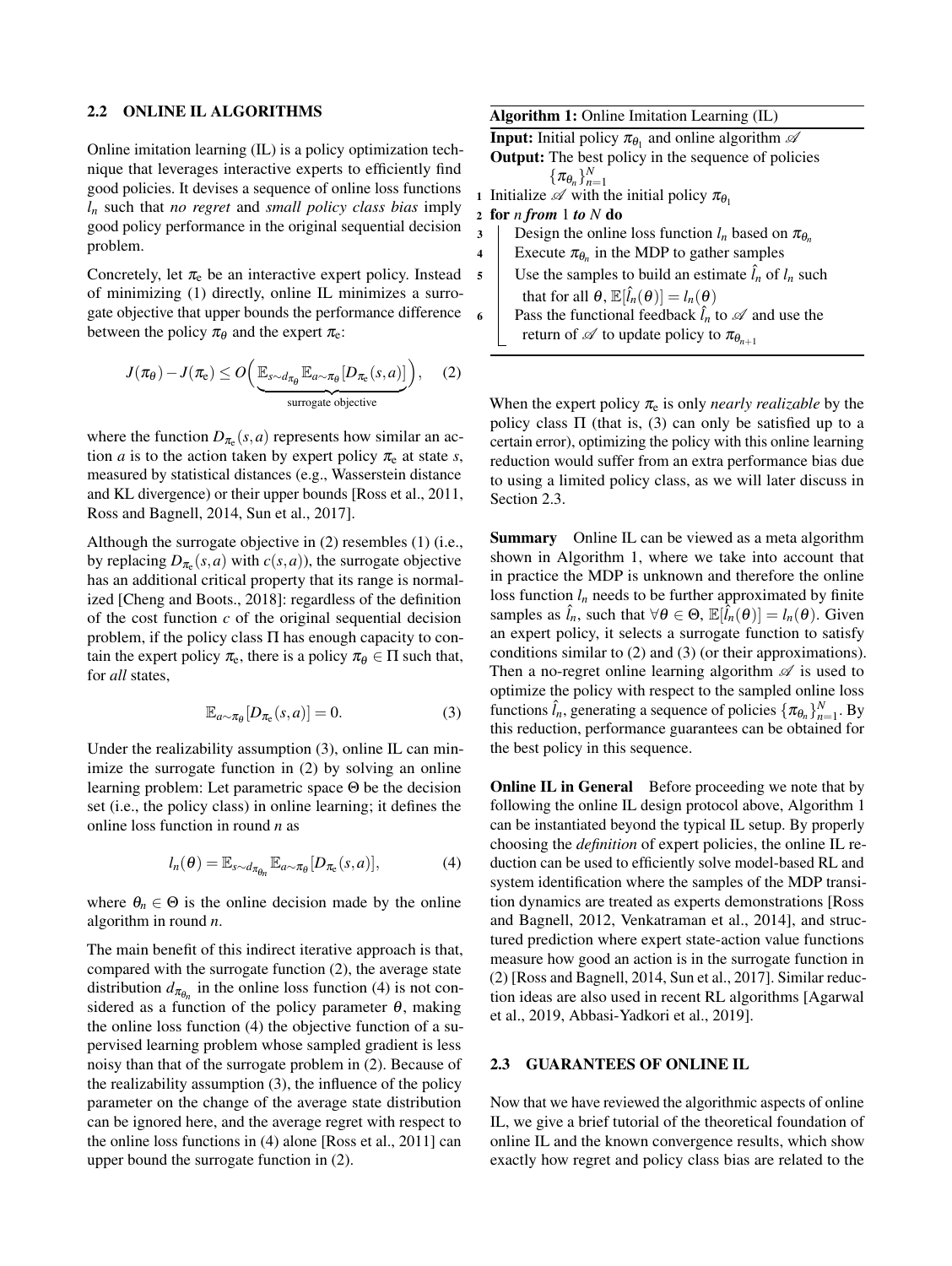### 2.2 ONLINE IL ALGORITHMS

Online imitation learning (IL) is a policy optimization technique that leverages interactive experts to efficiently find good policies. It devises a sequence of online loss functions $l_n$ such that *no regret* and *small policy class bias* imply good policy performance in the original sequential decision problem.

Concretely, let $\pi_e$ be an interactive expert policy. Instead of minimizing (1) directly, online IL minimizes a surrogate objective that upper bounds the performance difference between the policy $\pi_\theta$ and the expert $\pi_e$:

$$J(\pi_\theta) - J(\pi_e) \le O\Big( \underbrace{\mathbb{E}_{s \sim d_{\pi_\theta}} \mathbb{E}_{a \sim \pi_\theta}[D_{\pi_e}(s,a)]}_{\text{surrogate objective}} \Big), \quad (2)$$

where the function $D_{\pi_e}(s,a)$ represents how similar an action $a$ is to the action taken by expert policy $\pi_e$ at state $s$, measured by statistical distances (e.g., Wasserstein distance and KL divergence) or their upper bounds [Ross et al., 2011, Ross and Bagnell, 2014, Sun et al., 2017].

Although the surrogate objective in (2) resembles (1) (i.e., by replacing $D_{\pi_e}(s,a)$ with $c(s,a)$), the surrogate objective has an additional critical property that its range is normalized [Cheng and Boots., 2018]: regardless of the definition of the cost function $c$ of the original sequential decision problem, if the policy class $\Pi$ has enough capacity to contain the expert policy $\pi_e$, there is a policy $\pi_\theta \in \Pi$ such that, for *all* states,

$$\mathbb{E}_{a \sim \pi_\theta}[D_{\pi_e}(s,a)] = 0. \quad (3)$$

Under the realizability assumption (3), online IL can minimize the surrogate function in (2) by solving an online learning problem: Let parametric space $\Theta$ be the decision set (i.e., the policy class) in online learning; it defines the online loss function in round $n$ as

$$l_n(\theta) = \mathbb{E}_{s \sim d_{\pi_{\theta_n}}} \mathbb{E}_{a \sim \pi_\theta}[D_{\pi_e}(s,a)], \quad (4)$$

where $\theta_n \in \Theta$ is the online decision made by the online algorithm in round $n$.

The main benefit of this indirect iterative approach is that, compared with the surrogate function (2), the average state distribution $d_{\pi_{\theta_n}}$ in the online loss function (4) is not considered as a function of the policy parameter $\theta$, making the online loss function (4) the objective function of a supervised learning problem whose sampled gradient is less noisy than that of the surrogate problem in (2). Because of the realizability assumption (3), the influence of the policy parameter on the change of the average state distribution can be ignored here, and the average regret with respect to the online loss functions in (4) alone [Ross et al., 2011] can upper bound the surrogate function in (2).

**Algorithm 1:** Online Imitation Learning (IL)

**Input:** Initial policy $\pi_{\theta_1}$ and online algorithm $\mathscr{A}$
**Output:** The best policy in the sequence of policies $\{\pi_{\theta_n}\}_{n=1}^N$

1. Initialize $\mathscr{A}$ with the initial policy $\pi_{\theta_1}$
2. **for** $n$ ***from*** 1 ***to*** $N$ **do**
3. Design the online loss function $l_n$ based on $\pi_{\theta_n}$
4. Execute $\pi_{\theta_n}$ in the MDP to gather samples
5. Use the samples to build an estimate $\hat{l}_n$ of $l_n$ such that for all $\theta$, $\mathbb{E}[\hat{l}_n(\theta)] = l_n(\theta)$
6. Pass the functional feedback $\hat{l}_n$ to $\mathscr{A}$ and use the return of $\mathscr{A}$ to update policy to $\pi_{\theta_{n+1}}$

When the expert policy $\pi_e$ is only *nearly realizable* by the policy class $\Pi$ (that is, (3) can only be satisfied up to a certain error), optimizing the policy with this online learning reduction would suffer from an extra performance bias due to using a limited policy class, as we will later discuss in Section 2.3.

**Summary** Online IL can be viewed as a meta algorithm shown in Algorithm 1, where we take into account that in practice the MDP is unknown and therefore the online loss function $l_n$ needs to be further approximated by finite samples as $\hat{l}_n$, such that $\forall \theta \in \Theta$, $\mathbb{E}[\hat{l}_n(\theta)] = l_n(\theta)$. Given an expert policy, it selects a surrogate function to satisfy conditions similar to (2) and (3) (or their approximations). Then a no-regret online learning algorithm $\mathscr{A}$ is used to optimize the policy with respect to the sampled online loss functions $\hat{l}_n$, generating a sequence of policies $\{\pi_{\theta_n}\}_{n=1}^N$. By this reduction, performance guarantees can be obtained for the best policy in this sequence.

**Online IL in General** Before proceeding we note that by following the online IL design protocol above, Algorithm 1 can be instantiated beyond the typical IL setup. By properly choosing the *definition* of expert policies, the online IL reduction can be used to efficiently solve model-based RL and system identification where the samples of the MDP transition dynamics are treated as experts demonstrations [Ross and Bagnell, 2012, Venkatraman et al., 2014], and structured prediction where expert state-action value functions measure how good an action is in the surrogate function in (2) [Ross and Bagnell, 2014, Sun et al., 2017]. Similar reduction ideas are also used in recent RL algorithms [Agarwal et al., 2019, Abbasi-Yadkori et al., 2019].

### 2.3 GUARANTEES OF ONLINE IL

Now that we have reviewed the algorithmic aspects of online IL, we give a brief tutorial of the theoretical foundation of online IL and the known convergence results, which show exactly how regret and policy class bias are related to the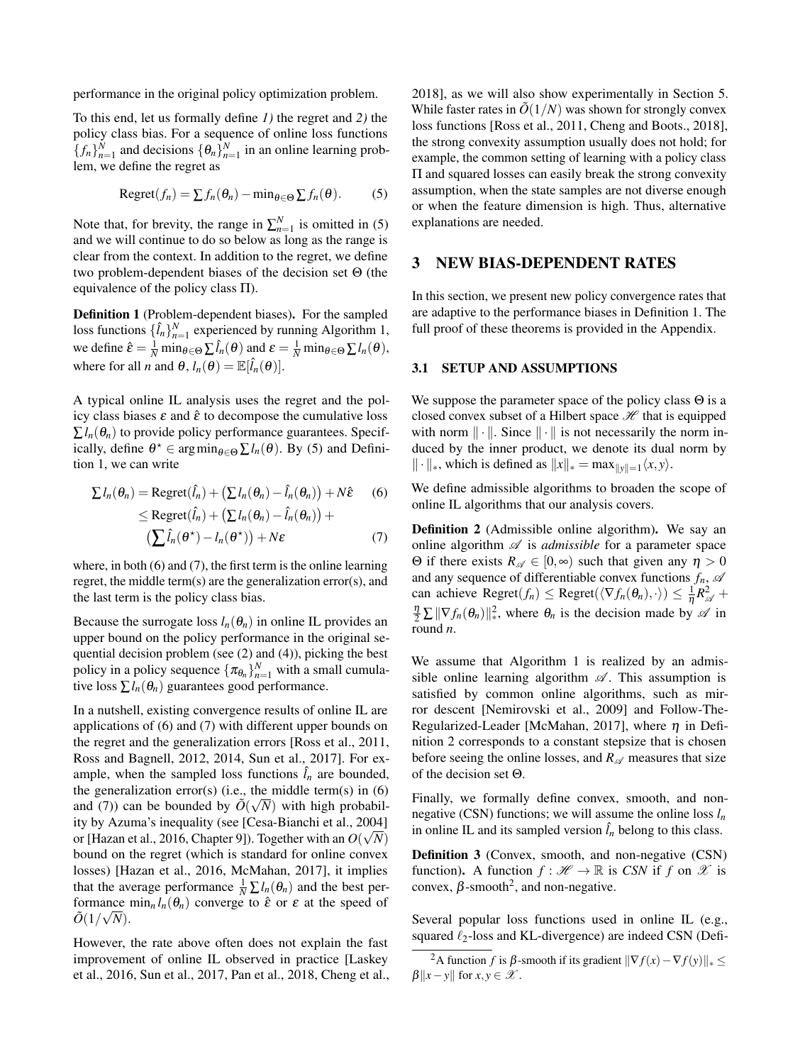performance in the original policy optimization problem.

To this end, let us formally define *1)* the regret and *2)* the policy class bias. For a sequence of online loss functions $\{f_n\}_{n=1}^N$ and decisions $\{\theta_n\}_{n=1}^N$ in an online learning problem, we define the regret as

$$\text{Regret}(f_n) = \sum f_n(\theta_n) - \min_{\theta\in\Theta} \sum f_n(\theta). \qquad (5)$$

Note that, for brevity, the range in $\sum_{n=1}^N$ is omitted in (5) and we will continue to do so below as long as the range is clear from the context. In addition to the regret, we define two problem-dependent biases of the decision set $\Theta$ (the equivalence of the policy class $\Pi$).

**Definition 1** (Problem-dependent biases). For the sampled loss functions $\{\hat{l}_n\}_{n=1}^N$ experienced by running Algorithm 1, we define $\hat{\varepsilon} = \frac{1}{N}\min_{\theta\in\Theta}\sum \hat{l}_n(\theta)$ and $\varepsilon = \frac{1}{N}\min_{\theta\in\Theta}\sum l_n(\theta)$, where for all $n$ and $\theta$, $l_n(\theta) = \mathbb{E}[\hat{l}_n(\theta)]$.

A typical online IL analysis uses the regret and the policy class biases $\varepsilon$ and $\hat{\varepsilon}$ to decompose the cumulative loss $\sum l_n(\theta_n)$ to provide policy performance guarantees. Specifically, define $\theta^\star \in \arg\min_{\theta\in\Theta}\sum l_n(\theta)$. By (5) and Definition 1, we can write

$$\begin{aligned}\sum l_n(\theta_n) &= \text{Regret}(\hat{l}_n) + \left(\sum l_n(\theta_n) - \hat{l}_n(\theta_n)\right) + N\hat{\varepsilon} \qquad (6)\\ &\leq \text{Regret}(\hat{l}_n) + \left(\sum l_n(\theta_n) - \hat{l}_n(\theta_n)\right) + \\ &\quad \left(\sum \hat{l}_n(\theta^\star) - l_n(\theta^\star)\right) + N\varepsilon \qquad (7)\end{aligned}$$

where, in both (6) and (7), the first term is the online learning regret, the middle term(s) are the generalization error(s), and the last term is the policy class bias.

Because the surrogate loss $l_n(\theta_n)$ in online IL provides an upper bound on the policy performance in the original sequential decision problem (see (2) and (4)), picking the best policy in a policy sequence $\{\pi_{\theta_n}\}_{n=1}^N$ with a small cumulative loss $\sum l_n(\theta_n)$ guarantees good performance.

In a nutshell, existing convergence results of online IL are applications of (6) and (7) with different upper bounds on the regret and the generalization errors [Ross et al., 2011, Ross and Bagnell, 2012, 2014, Sun et al., 2017]. For example, when the sampled loss functions $\hat{l}_n$ are bounded, the generalization error(s) (i.e., the middle term(s) in (6) and (7)) can be bounded by $\tilde{O}(\sqrt{N})$ with high probability by Azuma's inequality (see [Cesa-Bianchi et al., 2004] or [Hazan et al., 2016, Chapter 9]). Together with an $O(\sqrt{N})$ bound on the regret (which is standard for online convex losses) [Hazan et al., 2016, McMahan, 2017], it implies that the average performance $\frac{1}{N}\sum l_n(\theta_n)$ and the best performance $\min_n l_n(\theta_n)$ converge to $\hat{\varepsilon}$ or $\varepsilon$ at the speed of $\tilde{O}(1/\sqrt{N})$.

However, the rate above often does not explain the fast improvement of online IL observed in practice [Laskey et al., 2016, Sun et al., 2017, Pan et al., 2018, Cheng et al., 2018], as we will also show experimentally in Section 5. While faster rates in $\tilde{O}(1/N)$ was shown for strongly convex loss functions [Ross et al., 2011, Cheng and Boots., 2018], the strong convexity assumption usually does not hold; for example, the common setting of learning with a policy class $\Pi$ and squared losses can easily break the strong convexity assumption, when the state samples are not diverse enough or when the feature dimension is high. Thus, alternative explanations are needed.

## 3 NEW BIAS-DEPENDENT RATES

In this section, we present new policy convergence rates that are adaptive to the performance biases in Definition 1. The full proof of these theorems is provided in the Appendix.

### 3.1 SETUP AND ASSUMPTIONS

We suppose the parameter space of the policy class $\Theta$ is a closed convex subset of a Hilbert space $\mathscr{H}$ that is equipped with norm $\|\cdot\|$. Since $\|\cdot\|$ is not necessarily the norm induced by the inner product, we denote its dual norm by $\|\cdot\|_*$, which is defined as $\|x\|_* = \max_{\|y\|=1}\langle x, y\rangle$.

We define admissible algorithms to broaden the scope of online IL algorithms that our analysis covers.

**Definition 2** (Admissible online algorithm). We say an online algorithm $\mathscr{A}$ is *admissible* for a parameter space $\Theta$ if there exists $R_{\mathscr{A}} \in [0,\infty)$ such that given any $\eta > 0$ and any sequence of differentiable convex functions $f_n$, $\mathscr{A}$ can achieve $\text{Regret}(f_n) \leq \text{Regret}(\langle \nabla f_n(\theta_n), \cdot\rangle) \leq \frac{1}{\eta}R_{\mathscr{A}}^2 + \frac{\eta}{2}\sum\|\nabla f_n(\theta_n)\|_*^2$, where $\theta_n$ is the decision made by $\mathscr{A}$ in round $n$.

We assume that Algorithm 1 is realized by an admissible online learning algorithm $\mathscr{A}$. This assumption is satisfied by common online algorithms, such as mirror descent [Nemirovski et al., 2009] and Follow-The-Regularized-Leader [McMahan, 2017], where $\eta$ in Definition 2 corresponds to a constant stepsize that is chosen before seeing the online losses, and $R_{\mathscr{A}}$ measures that size of the decision set $\Theta$.

Finally, we formally define convex, smooth, and non-negative (CSN) functions; we will assume the online loss $l_n$ in online IL and its sampled version $\hat{l}_n$ belong to this class.

**Definition 3** (Convex, smooth, and non-negative (CSN) function). A function $f : \mathscr{H} \to \mathbb{R}$ is *CSN* if $f$ on $\mathscr{X}$ is convex, $\beta$-smooth[2], and non-negative.

Several popular loss functions used in online IL (e.g., squared $\ell_2$-loss and KL-divergence) are indeed CSN (Defi-

[2] A function $f$ is $\beta$-smooth if its gradient $\|\nabla f(x) - \nabla f(y)\|_* \leq \beta\|x-y\|$ for $x, y \in \mathscr{X}$.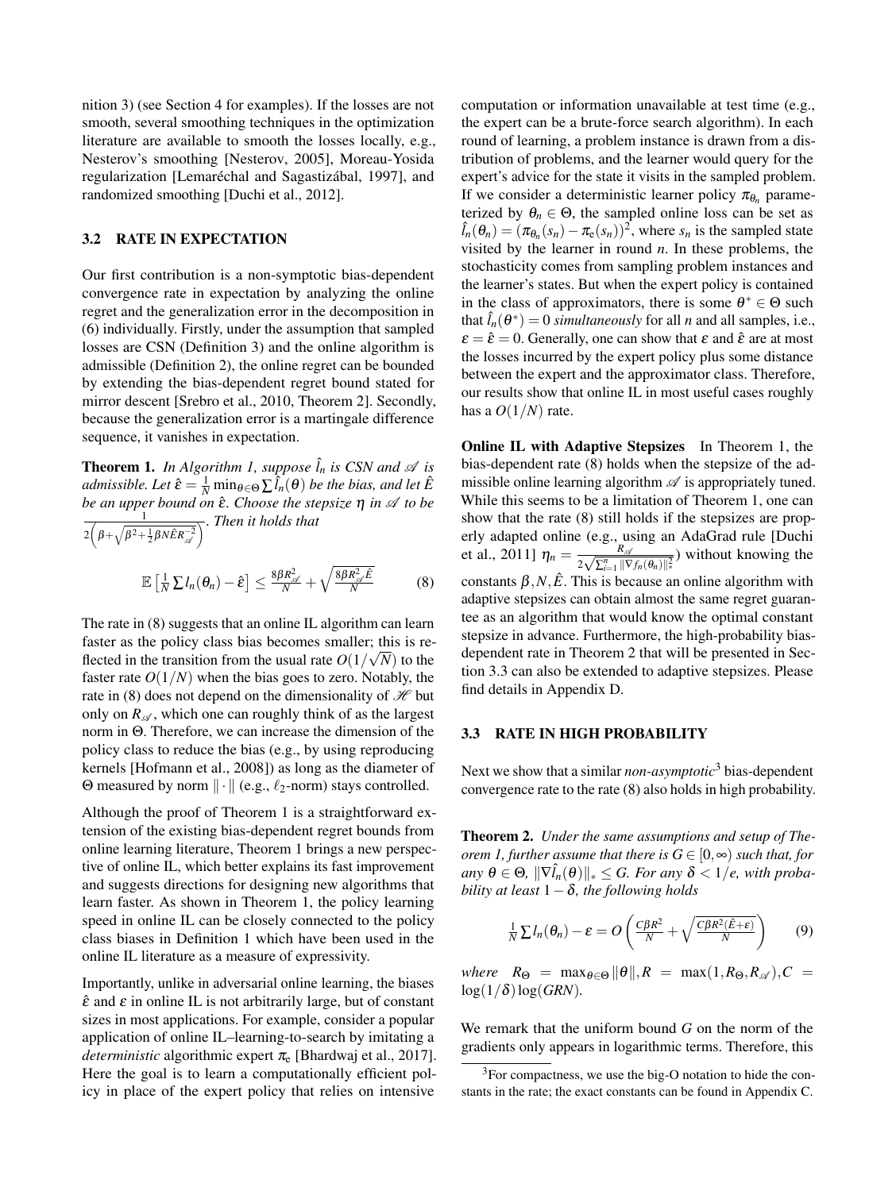nition 3) (see Section 4 for examples). If the losses are not smooth, several smoothing techniques in the optimization literature are available to smooth the losses locally, e.g., Nesterov's smoothing [Nesterov, 2005], Moreau-Yosida regularization [Lemaréchal and Sagastizábal, 1997], and randomized smoothing [Duchi et al., 2012].

### 3.2 RATE IN EXPECTATION

Our first contribution is a non-symptotic bias-dependent convergence rate in expectation by analyzing the online regret and the generalization error in the decomposition in (6) individually. Firstly, under the assumption that sampled losses are CSN (Definition 3) and the online algorithm is admissible (Definition 2), the online regret can be bounded by extending the bias-dependent regret bound stated for mirror descent [Srebro et al., 2010, Theorem 2]. Secondly, because the generalization error is a martingale difference sequence, it vanishes in expectation.

**Theorem 1.** *In Algorithm 1, suppose $\hat{l}_n$ is CSN and $\mathscr{A}$ is admissible. Let $\hat{\varepsilon} = \frac{1}{N}\min_{\theta\in\Theta}\sum \hat{l}_n(\theta)$ be the bias, and let $\hat{E}$ be an upper bound on $\hat{\varepsilon}$. Choose the stepsize $\eta$ in $\mathscr{A}$ to be $\frac{1}{2\left(\beta+\sqrt{\beta^2+\frac{1}{2}\beta N\hat{E}R_{\mathscr{A}}^{-2}}\right)}$. Then it holds that*

$$\mathbb{E}\left[\tfrac{1}{N}\sum l_n(\theta_n) - \hat{\varepsilon}\right] \leq \tfrac{8\beta R_{\mathscr{A}}^2}{N} + \sqrt{\tfrac{8\beta R_{\mathscr{A}}^2 \hat{E}}{N}} \tag{8}$$

The rate in (8) suggests that an online IL algorithm can learn faster as the policy class bias becomes smaller; this is reflected in the transition from the usual rate $O(1/\sqrt{N})$ to the faster rate $O(1/N)$ when the bias goes to zero. Notably, the rate in (8) does not depend on the dimensionality of $\mathscr{H}$ but only on $R_{\mathscr{A}}$, which one can roughly think of as the largest norm in $\Theta$. Therefore, we can increase the dimension of the policy class to reduce the bias (e.g., by using reproducing kernels [Hofmann et al., 2008]) as long as the diameter of $\Theta$ measured by norm $\|\cdot\|$ (e.g., $\ell_2$-norm) stays controlled.

Although the proof of Theorem 1 is a straightforward extension of the existing bias-dependent regret bounds from online learning literature, Theorem 1 brings a new perspective of online IL, which better explains its fast improvement and suggests directions for designing new algorithms that learn faster. As shown in Theorem 1, the policy learning speed in online IL can be closely connected to the policy class biases in Definition 1 which have been used in the online IL literature as a measure of expressivity.

Importantly, unlike in adversarial online learning, the biases $\hat{\varepsilon}$ and $\varepsilon$ in online IL is not arbitrarily large, but of constant sizes in most applications. For example, consider a popular application of online IL–learning-to-search by imitating a *deterministic* algorithmic expert $\pi_e$ [Bhardwaj et al., 2017]. Here the goal is to learn a computationally efficient policy in place of the expert policy that relies on intensive computation or information unavailable at test time (e.g., the expert can be a brute-force search algorithm). In each round of learning, a problem instance is drawn from a distribution of problems, and the learner would query for the expert's advice for the state it visits in the sampled problem. If we consider a deterministic learner policy $\pi_{\theta_n}$ parameterized by $\theta_n \in \Theta$, the sampled online loss can be set as $\hat{l}_n(\theta_n) = (\pi_{\theta_n}(s_n) - \pi_e(s_n))^2$, where $s_n$ is the sampled state visited by the learner in round $n$. In these problems, the stochasticity comes from sampling problem instances and the learner's states. But when the expert policy is contained in the class of approximators, there is some $\theta^* \in \Theta$ such that $\hat{l}_n(\theta^*) = 0$ *simultaneously* for all $n$ and all samples, i.e., $\varepsilon = \hat{\varepsilon} = 0$. Generally, one can show that $\varepsilon$ and $\hat{\varepsilon}$ are at most the losses incurred by the expert policy plus some distance between the expert and the approximator class. Therefore, our results show that online IL in most useful cases roughly has a $O(1/N)$ rate.

**Online IL with Adaptive Stepsizes** In Theorem 1, the bias-dependent rate (8) holds when the stepsize of the admissible online learning algorithm $\mathscr{A}$ is appropriately tuned. While this seems to be a limitation of Theorem 1, one can show that the rate (8) still holds if the stepsizes are properly adapted online (e.g., using an AdaGrad rule [Duchi et al., 2011] $\eta_n = \frac{R_{\mathscr{A}}}{2\sqrt{\sum_{i=1}^n \|\nabla f_n(\theta_n)\|_*^2}}$) without knowing the constants $\beta, N, \hat{E}$. This is because an online algorithm with adaptive stepsizes can obtain almost the same regret guarantee as an algorithm that would know the optimal constant stepsize in advance. Furthermore, the high-probability bias-dependent rate in Theorem 2 that will be presented in Section 3.3 can also be extended to adaptive stepsizes. Please find details in Appendix D.

### 3.3 RATE IN HIGH PROBABILITY

Next we show that a similar *non-asymptotic*[3] bias-dependent convergence rate to the rate (8) also holds in high probability.

**Theorem 2.** *Under the same assumptions and setup of Theorem 1, further assume that there is $G \in [0,\infty)$ such that, for any $\theta \in \Theta$, $\|\nabla \hat{l}_n(\theta)\|_* \leq G$. For any $\delta < 1/e$, with probability at least $1-\delta$, the following holds*

$$\tfrac{1}{N}\sum l_n(\theta_n) - \varepsilon = O\left(\tfrac{C\beta R^2}{N} + \sqrt{\tfrac{C\beta R^2(\hat{E}+\varepsilon)}{N}}\right) \tag{9}$$

*where* $R_\Theta = \max_{\theta\in\Theta}\|\theta\|, R = \max(1, R_\Theta, R_{\mathscr{A}}), C = \log(1/\delta)\log(GRN)$.

We remark that the uniform bound $G$ on the norm of the gradients only appears in logarithmic terms. Therefore, this

[3] For compactness, we use the big-O notation to hide the constants in the rate; the exact constants can be found in Appendix C.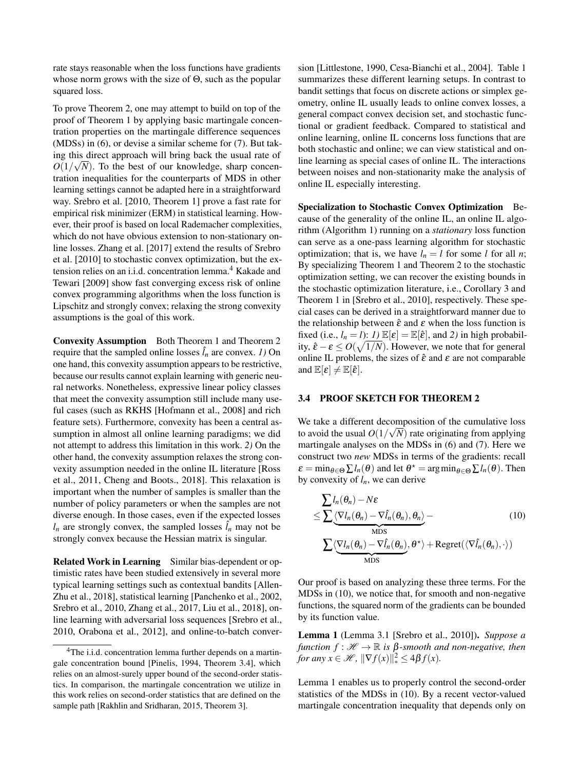rate stays reasonable when the loss functions have gradients whose norm grows with the size of $\Theta$, such as the popular squared loss.

To prove Theorem 2, one may attempt to build on top of the proof of Theorem 1 by applying basic martingale concentration properties on the martingale difference sequences (MDSs) in (6), or devise a similar scheme for (7). But taking this direct approach will bring back the usual rate of $O(1/\sqrt{N})$. To the best of our knowledge, sharp concentration inequalities for the counterparts of MDS in other learning settings cannot be adapted here in a straightforward way. Srebro et al. [2010, Theorem 1] prove a fast rate for empirical risk minimizer (ERM) in statistical learning. However, their proof is based on local Rademacher complexities, which do not have obvious extension to non-stationary online losses. Zhang et al. [2017] extend the results of Srebro et al. [2010] to stochastic convex optimization, but the extension relies on an i.i.d. concentration lemma.[4] Kakade and Tewari [2009] show fast converging excess risk of online convex programming algorithms when the loss function is Lipschitz and strongly convex; relaxing the strong convexity assumptions is the goal of this work.

**Convexity Assumption** Both Theorem 1 and Theorem 2 require that the sampled online losses $\hat{l}_n$ are convex. *1)* On one hand, this convexity assumption appears to be restrictive, because our results cannot explain learning with generic neural networks. Nonetheless, expressive linear policy classes that meet the convexity assumption still include many useful cases (such as RKHS [Hofmann et al., 2008] and rich feature sets). Furthermore, convexity has been a central assumption in almost all online learning paradigms; we did not attempt to address this limitation in this work. *2)* On the other hand, the convexity assumption relaxes the strong convexity assumption needed in the online IL literature [Ross et al., 2011, Cheng and Boots., 2018]. This relaxation is important when the number of samples is smaller than the number of policy parameters or when the samples are not diverse enough. In those cases, even if the expected losses $l_n$ are strongly convex, the sampled losses $\hat{l}_n$ may not be strongly convex because the Hessian matrix is singular.

**Related Work in Learning** Similar bias-dependent or optimistic rates have been studied extensively in several more typical learning settings such as contextual bandits [Allen-Zhu et al., 2018], statistical learning [Panchenko et al., 2002, Srebro et al., 2010, Zhang et al., 2017, Liu et al., 2018], online learning with adversarial loss sequences [Srebro et al., 2010, Orabona et al., 2012], and online-to-batch conversion [Littlestone, 1990, Cesa-Bianchi et al., 2004]. Table 1 summarizes these different learning setups. In contrast to bandit settings that focus on discrete actions or simplex geometry, online IL usually leads to online convex losses, a general compact convex decision set, and stochastic functional or gradient feedback. Compared to statistical and online learning, online IL concerns loss functions that are both stochastic and online; we can view statistical and online learning as special cases of online IL. The interactions between noises and non-stationarity make the analysis of online IL especially interesting.

**Specialization to Stochastic Convex Optimization** Because of the generality of the online IL, an online IL algorithm (Algorithm 1) running on a *stationary* loss function can serve as a one-pass learning algorithm for stochastic optimization; that is, we have $l_n = l$ for some $l$ for all $n$; By specializing Theorem 1 and Theorem 2 to the stochastic optimization setting, we can recover the existing bounds in the stochastic optimization literature, i.e., Corollary 3 and Theorem 1 in [Srebro et al., 2010], respectively. These special cases can be derived in a straightforward manner due to the relationship between $\hat{\varepsilon}$ and $\varepsilon$ when the loss function is fixed (i.e., $l_n = l$): *1)* $\mathbb{E}[\varepsilon] = \mathbb{E}[\hat{\varepsilon}]$, and *2)* in high probability, $\hat{\varepsilon} - \varepsilon \leq O(\sqrt{1/N})$. However, we note that for general online IL problems, the sizes of $\hat{\varepsilon}$ and $\varepsilon$ are not comparable and $\mathbb{E}[\varepsilon] \neq \mathbb{E}[\hat{\varepsilon}]$.

### 3.4 PROOF SKETCH FOR THEOREM 2

We take a different decomposition of the cumulative loss to avoid the usual $O(1/\sqrt{N})$ rate originating from applying martingale analyses on the MDSs in (6) and (7). Here we construct two *new* MDSs in terms of the gradients: recall $\varepsilon = \min_{\theta \in \Theta} \sum l_n(\theta)$ and let $\theta^\star = \arg\min_{\theta \in \Theta} \sum l_n(\theta)$. Then by convexity of $l_n$, we can derive

$$
\begin{aligned}
&\sum l_n(\theta_n) - N\varepsilon \\
&\leq \sum \underbrace{\langle \nabla l_n(\theta_n) - \nabla \hat{l}_n(\theta_n), \theta_n \rangle}_{\text{MDS}} - \\
&\quad \sum \underbrace{\langle \nabla l_n(\theta_n) - \nabla \hat{l}_n(\theta_n)}_{\text{MDS}}, \theta^\star \rangle + \text{Regret}(\langle \nabla \hat{l}_n(\theta_n), \cdot \rangle)
\end{aligned}
\tag{10}
$$

Our proof is based on analyzing these three terms. For the MDSs in (10), we notice that, for smooth and non-negative functions, the squared norm of the gradients can be bounded by its function value.

**Lemma 1** (Lemma 3.1 [Srebro et al., 2010]). *Suppose a function $f : \mathcal{H} \to \mathbb{R}$ is $\beta$-smooth and non-negative, then for any $x \in \mathcal{H}$, $\|\nabla f(x)\|_*^2 \leq 4\beta f(x)$.*

Lemma 1 enables us to properly control the second-order statistics of the MDSs in (10). By a recent vector-valued martingale concentration inequality that depends only on

[4] The i.i.d. concentration lemma further depends on a martingale concentration bound [Pinelis, 1994, Theorem 3.4], which relies on an almost-surely upper bound of the second-order statistics. In comparison, the martingale concentration we utilize in this work relies on second-order statistics that are defined on the sample path [Rakhlin and Sridharan, 2015, Theorem 3].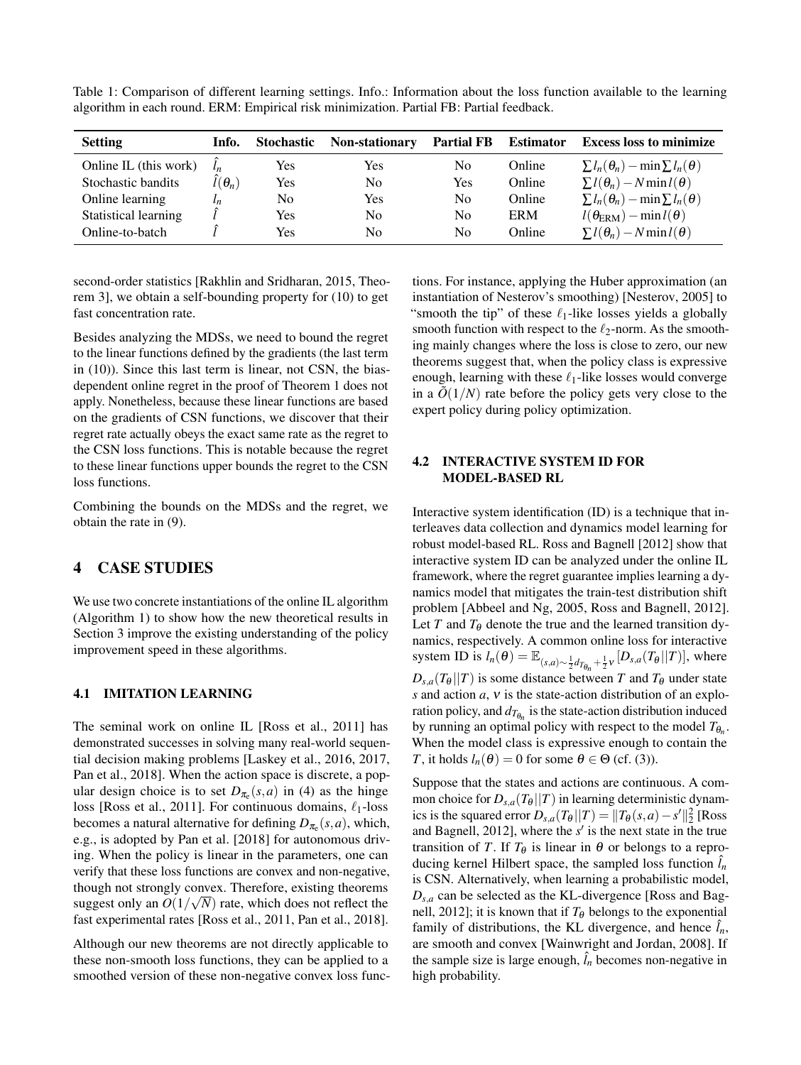Table 1: Comparison of different learning settings. Info.: Information about the loss function available to the learning algorithm in each round. ERM: Empirical risk minimization. Partial FB: Partial feedback.

| Setting | Info. | Stochastic | Non-stationary | Partial FB | Estimator | Excess loss to minimize |
|---|---|---|---|---|---|---|
| Online IL (this work) | $\hat{l}_n$ | Yes | Yes | No | Online | $\sum l_n(\theta_n) - \min \sum l_n(\theta)$ |
| Stochastic bandits | $\hat{l}(\theta_n)$ | Yes | No | Yes | Online | $\sum l(\theta_n) - N \min l(\theta)$ |
| Online learning | $l_n$ | No | Yes | No | Online | $\sum l_n(\theta_n) - \min \sum l_n(\theta)$ |
| Statistical learning | $\hat{l}$ | Yes | No | No | ERM | $l(\theta_{\text{ERM}}) - \min l(\theta)$ |
| Online-to-batch | $\hat{l}$ | Yes | No | No | Online | $\sum l(\theta_n) - N \min l(\theta)$ |

second-order statistics [Rakhlin and Sridharan, 2015, Theorem 3], we obtain a self-bounding property for (10) to get fast concentration rate.

Besides analyzing the MDSs, we need to bound the regret to the linear functions defined by the gradients (the last term in (10)). Since this last term is linear, not CSN, the bias-dependent online regret in the proof of Theorem 1 does not apply. Nonetheless, because these linear functions are based on the gradients of CSN functions, we discover that their regret rate actually obeys the exact same rate as the regret to the CSN loss functions. This is notable because the regret to these linear functions upper bounds the regret to the CSN loss functions.

Combining the bounds on the MDSs and the regret, we obtain the rate in (9).

## 4 CASE STUDIES

We use two concrete instantiations of the online IL algorithm (Algorithm 1) to show how the new theoretical results in Section 3 improve the existing understanding of the policy improvement speed in these algorithms.

### 4.1 IMITATION LEARNING

The seminal work on online IL [Ross et al., 2011] has demonstrated successes in solving many real-world sequential decision making problems [Laskey et al., 2016, 2017, Pan et al., 2018]. When the action space is discrete, a popular design choice is to set $D_{\pi_e}(s,a)$ in (4) as the hinge loss [Ross et al., 2011]. For continuous domains, $\ell_1$-loss becomes a natural alternative for defining $D_{\pi_e}(s,a)$, which, e.g., is adopted by Pan et al. [2018] for autonomous driving. When the policy is linear in the parameters, one can verify that these loss functions are convex and non-negative, though not strongly convex. Therefore, existing theorems suggest only an $O(1/\sqrt{N})$ rate, which does not reflect the fast experimental rates [Ross et al., 2011, Pan et al., 2018].

Although our new theorems are not directly applicable to these non-smooth loss functions, they can be applied to a smoothed version of these non-negative convex loss functions. For instance, applying the Huber approximation (an instantiation of Nesterov's smoothing) [Nesterov, 2005] to "smooth the tip" of these $\ell_1$-like losses yields a globally smooth function with respect to the $\ell_2$-norm. As the smoothing mainly changes where the loss is close to zero, our new theorems suggest that, when the policy class is expressive enough, learning with these $\ell_1$-like losses would converge in a $\tilde{O}(1/N)$ rate before the policy gets very close to the expert policy during policy optimization.

### 4.2 INTERACTIVE SYSTEM ID FOR MODEL-BASED RL

Interactive system identification (ID) is a technique that interleaves data collection and dynamics model learning for robust model-based RL. Ross and Bagnell [2012] show that interactive system ID can be analyzed under the online IL framework, where the regret guarantee implies learning a dynamics model that mitigates the train-test distribution shift problem [Abbeel and Ng, 2005, Ross and Bagnell, 2012]. Let $T$ and $T_\theta$ denote the true and the learned transition dynamics, respectively. A common online loss for interactive system ID is $l_n(\theta) = \mathbb{E}_{(s,a)\sim \frac{1}{2} d_{T_{\theta_n}} + \frac{1}{2}\nu} [D_{s,a}(T_\theta || T)]$, where $D_{s,a}(T_\theta||T)$ is some distance between $T$ and $T_\theta$ under state $s$ and action $a$, $\nu$ is the state-action distribution of an exploration policy, and $d_{T_{\theta_n}}$ is the state-action distribution induced by running an optimal policy with respect to the model $T_{\theta_n}$. When the model class is expressive enough to contain the $T$, it holds $l_n(\theta) = 0$ for some $\theta \in \Theta$ (cf. (3)).

Suppose that the states and actions are continuous. A common choice for $D_{s,a}(T_\theta||T)$ in learning deterministic dynamics is the squared error $D_{s,a}(T_\theta||T) = \|T_\theta(s,a) - s'\|_2^2$ [Ross and Bagnell, 2012], where the $s'$ is the next state in the true transition of $T$. If $T_\theta$ is linear in $\theta$ or belongs to a reproducing kernel Hilbert space, the sampled loss function $\hat{l}_n$ is CSN. Alternatively, when learning a probabilistic model, $D_{s,a}$ can be selected as the KL-divergence [Ross and Bagnell, 2012]; it is known that if $T_\theta$ belongs to the exponential family of distributions, the KL divergence, and hence $\hat{l}_n$, are smooth and convex [Wainwright and Jordan, 2008]. If the sample size is large enough, $\hat{l}_n$ becomes non-negative in high probability.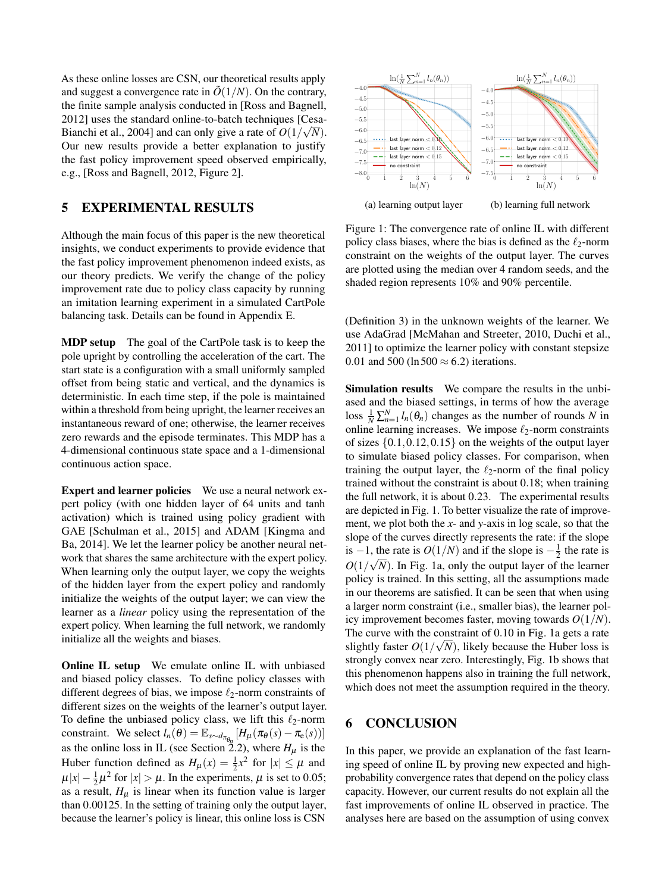As these online losses are CSN, our theoretical results apply and suggest a convergence rate in $\tilde{O}(1/N)$. On the contrary, the finite sample analysis conducted in [Ross and Bagnell, 2012] uses the standard online-to-batch techniques [Cesa-Bianchi et al., 2004] and can only give a rate of $O(1/\sqrt{N})$. Our new results provide a better explanation to justify the fast policy improvement speed observed empirically, e.g., [Ross and Bagnell, 2012, Figure 2].

## 5 EXPERIMENTAL RESULTS

Although the main focus of this paper is the new theoretical insights, we conduct experiments to provide evidence that the fast policy improvement phenomenon indeed exists, as our theory predicts. We verify the change of the policy improvement rate due to policy class capacity by running an imitation learning experiment in a simulated CartPole balancing task. Details can be found in Appendix E.

**MDP setup** The goal of the CartPole task is to keep the pole upright by controlling the acceleration of the cart. The start state is a configuration with a small uniformly sampled offset from being static and vertical, and the dynamics is deterministic. In each time step, if the pole is maintained within a threshold from being upright, the learner receives an instantaneous reward of one; otherwise, the learner receives zero rewards and the episode terminates. This MDP has a 4-dimensional continuous state space and a 1-dimensional continuous action space.

**Expert and learner policies** We use a neural network expert policy (with one hidden layer of 64 units and tanh activation) which is trained using policy gradient with GAE [Schulman et al., 2015] and ADAM [Kingma and Ba, 2014]. We let the learner policy be another neural network that shares the same architecture with the expert policy. When learning only the output layer, we copy the weights of the hidden layer from the expert policy and randomly initialize the weights of the output layer; we can view the learner as a *linear* policy using the representation of the expert policy. When learning the full network, we randomly initialize all the weights and biases.

**Online IL setup** We emulate online IL with unbiased and biased policy classes. To define policy classes with different degrees of bias, we impose $\ell_2$-norm constraints of different sizes on the weights of the learner's output layer. To define the unbiased policy class, we lift this $\ell_2$-norm constraint. We select $l_n(\theta) = \mathbb{E}_{s\sim d_{\pi_{\theta_n}}}[H_\mu(\pi_\theta(s) - \pi_e(s))]$ as the online loss in IL (see Section 2.2), where $H_\mu$ is the Huber function defined as $H_\mu(x) = \frac{1}{2}x^2$ for $|x| \le \mu$ and $\mu|x| - \frac{1}{2}\mu^2$ for $|x| > \mu$. In the experiments, $\mu$ is set to 0.05; as a result, $H_\mu$ is linear when its function value is larger than 0.00125. In the setting of training only the output layer, because the learner's policy is linear, this online loss is CSN (Definition 3) in the unknown weights of the learner. We use AdaGrad [McMahan and Streeter, 2010, Duchi et al., 2011] to optimize the learner policy with constant stepsize 0.01 and 500 ($\ln 500 \approx 6.2$) iterations.

(a) learning output layer (b) learning full network

Figure 1: The convergence rate of online IL with different policy class biases, where the bias is defined as the $\ell_2$-norm constraint on the weights of the output layer. The curves are plotted using the median over 4 random seeds, and the shaded region represents 10% and 90% percentile.

**Simulation results** We compare the results in the unbiased and the biased settings, in terms of how the average loss $\frac{1}{N}\sum_{n=1}^{N} l_n(\theta_n)$ changes as the number of rounds $N$ in online learning increases. We impose $\ell_2$-norm constraints of sizes $\{0.1, 0.12, 0.15\}$ on the weights of the output layer to simulate biased policy classes. For comparison, when training the output layer, the $\ell_2$-norm of the final policy trained without the constraint is about 0.18; when training the full network, it is about 0.23. The experimental results are depicted in Fig. 1. To better visualize the rate of improvement, we plot both the $x$- and $y$-axis in log scale, so that the slope of the curves directly represents the rate: if the slope is $-1$, the rate is $O(1/N)$ and if the slope is $-\frac{1}{2}$ the rate is $O(1/\sqrt{N})$. In Fig. 1a, only the output layer of the learner policy is trained. In this setting, all the assumptions made in our theorems are satisfied. It can be seen that when using a larger norm constraint (i.e., smaller bias), the learner policy improvement becomes faster, moving towards $O(1/N)$. The curve with the constraint of 0.10 in Fig. 1a gets a rate slightly faster $O(1/\sqrt{N})$, likely because the Huber loss is strongly convex near zero. Interestingly, Fig. 1b shows that this phenomenon happens also in training the full network, which does not meet the assumption required in the theory.

## 6 CONCLUSION

In this paper, we provide an explanation of the fast learning speed of online IL by proving new expected and high-probability convergence rates that depend on the policy class capacity. However, our current results do not explain all the fast improvements of online IL observed in practice. The analyses here are based on the assumption of using convex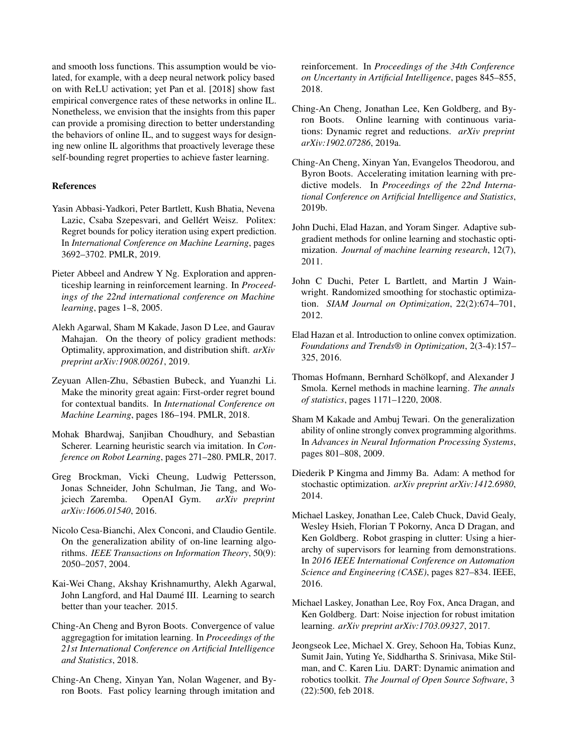and smooth loss functions. This assumption would be violated, for example, with a deep neural network policy based on with ReLU activation; yet Pan et al. [2018] show fast empirical convergence rates of these networks in online IL. Nonetheless, we envision that the insights from this paper can provide a promising direction to better understanding the behaviors of online IL, and to suggest ways for designing new online IL algorithms that proactively leverage these self-bounding regret properties to achieve faster learning.

## References

Yasin Abbasi-Yadkori, Peter Bartlett, Kush Bhatia, Nevena Lazic, Csaba Szepesvari, and Gellért Weisz. Politex: Regret bounds for policy iteration using expert prediction. In *International Conference on Machine Learning*, pages 3692–3702. PMLR, 2019.

Pieter Abbeel and Andrew Y Ng. Exploration and apprenticeship learning in reinforcement learning. In *Proceedings of the 22nd international conference on Machine learning*, pages 1–8, 2005.

Alekh Agarwal, Sham M Kakade, Jason D Lee, and Gaurav Mahajan. On the theory of policy gradient methods: Optimality, approximation, and distribution shift. *arXiv preprint arXiv:1908.00261*, 2019.

Zeyuan Allen-Zhu, Sébastien Bubeck, and Yuanzhi Li. Make the minority great again: First-order regret bound for contextual bandits. In *International Conference on Machine Learning*, pages 186–194. PMLR, 2018.

Mohak Bhardwaj, Sanjiban Choudhury, and Sebastian Scherer. Learning heuristic search via imitation. In *Conference on Robot Learning*, pages 271–280. PMLR, 2017.

Greg Brockman, Vicki Cheung, Ludwig Pettersson, Jonas Schneider, John Schulman, Jie Tang, and Wojciech Zaremba. OpenAI Gym. *arXiv preprint arXiv:1606.01540*, 2016.

Nicolo Cesa-Bianchi, Alex Conconi, and Claudio Gentile. On the generalization ability of on-line learning algorithms. *IEEE Transactions on Information Theory*, 50(9): 2050–2057, 2004.

Kai-Wei Chang, Akshay Krishnamurthy, Alekh Agarwal, John Langford, and Hal Daumé III. Learning to search better than your teacher. 2015.

Ching-An Cheng and Byron Boots. Convergence of value aggregagtion for imitation learning. In *Proceedings of the 21st International Conference on Artificial Intelligence and Statistics*, 2018.

Ching-An Cheng, Xinyan Yan, Nolan Wagener, and Byron Boots. Fast policy learning through imitation and reinforcement. In *Proceedings of the 34th Conference on Uncertanty in Artificial Intelligence*, pages 845–855, 2018.

Ching-An Cheng, Jonathan Lee, Ken Goldberg, and Byron Boots. Online learning with continuous variations: Dynamic regret and reductions. *arXiv preprint arXiv:1902.07286*, 2019a.

Ching-An Cheng, Xinyan Yan, Evangelos Theodorou, and Byron Boots. Accelerating imitation learning with predictive models. In *Proceedings of the 22nd International Conference on Artificial Intelligence and Statistics*, 2019b.

John Duchi, Elad Hazan, and Yoram Singer. Adaptive subgradient methods for online learning and stochastic optimization. *Journal of machine learning research*, 12(7), 2011.

John C Duchi, Peter L Bartlett, and Martin J Wainwright. Randomized smoothing for stochastic optimization. *SIAM Journal on Optimization*, 22(2):674–701, 2012.

Elad Hazan et al. Introduction to online convex optimization. *Foundations and Trends® in Optimization*, 2(3-4):157–325, 2016.

Thomas Hofmann, Bernhard Schölkopf, and Alexander J Smola. Kernel methods in machine learning. *The annals of statistics*, pages 1171–1220, 2008.

Sham M Kakade and Ambuj Tewari. On the generalization ability of online strongly convex programming algorithms. In *Advances in Neural Information Processing Systems*, pages 801–808, 2009.

Diederik P Kingma and Jimmy Ba. Adam: A method for stochastic optimization. *arXiv preprint arXiv:1412.6980*, 2014.

Michael Laskey, Jonathan Lee, Caleb Chuck, David Gealy, Wesley Hsieh, Florian T Pokorny, Anca D Dragan, and Ken Goldberg. Robot grasping in clutter: Using a hierarchy of supervisors for learning from demonstrations. In *2016 IEEE International Conference on Automation Science and Engineering (CASE)*, pages 827–834. IEEE, 2016.

Michael Laskey, Jonathan Lee, Roy Fox, Anca Dragan, and Ken Goldberg. Dart: Noise injection for robust imitation learning. *arXiv preprint arXiv:1703.09327*, 2017.

Jeongseok Lee, Michael X. Grey, Sehoon Ha, Tobias Kunz, Sumit Jain, Yuting Ye, Siddhartha S. Srinivasa, Mike Stilman, and C. Karen Liu. DART: Dynamic animation and robotics toolkit. *The Journal of Open Source Software*, 3 (22):500, feb 2018.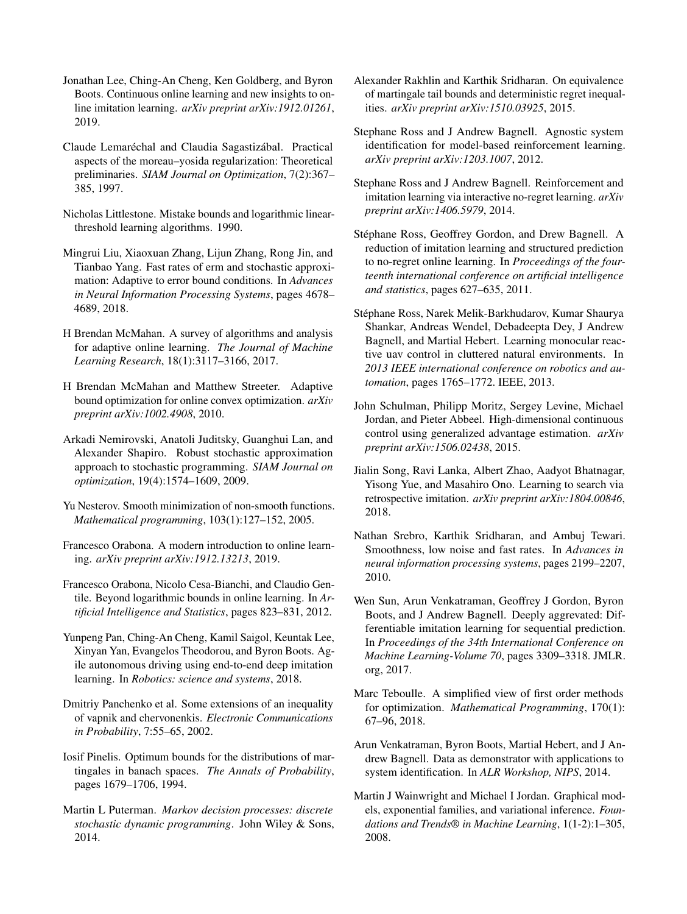Jonathan Lee, Ching-An Cheng, Ken Goldberg, and Byron Boots. Continuous online learning and new insights to online imitation learning. *arXiv preprint arXiv:1912.01261*, 2019.

Claude Lemaréchal and Claudia Sagastizábal. Practical aspects of the moreau–yosida regularization: Theoretical preliminaries. *SIAM Journal on Optimization*, 7(2):367–385, 1997.

Nicholas Littlestone. Mistake bounds and logarithmic linear-threshold learning algorithms. 1990.

Mingrui Liu, Xiaoxuan Zhang, Lijun Zhang, Rong Jin, and Tianbao Yang. Fast rates of erm and stochastic approximation: Adaptive to error bound conditions. In *Advances in Neural Information Processing Systems*, pages 4678–4689, 2018.

H Brendan McMahan. A survey of algorithms and analysis for adaptive online learning. *The Journal of Machine Learning Research*, 18(1):3117–3166, 2017.

H Brendan McMahan and Matthew Streeter. Adaptive bound optimization for online convex optimization. *arXiv preprint arXiv:1002.4908*, 2010.

Arkadi Nemirovski, Anatoli Juditsky, Guanghui Lan, and Alexander Shapiro. Robust stochastic approximation approach to stochastic programming. *SIAM Journal on optimization*, 19(4):1574–1609, 2009.

Yu Nesterov. Smooth minimization of non-smooth functions. *Mathematical programming*, 103(1):127–152, 2005.

Francesco Orabona. A modern introduction to online learning. *arXiv preprint arXiv:1912.13213*, 2019.

Francesco Orabona, Nicolo Cesa-Bianchi, and Claudio Gentile. Beyond logarithmic bounds in online learning. In *Artificial Intelligence and Statistics*, pages 823–831, 2012.

Yunpeng Pan, Ching-An Cheng, Kamil Saigol, Keuntak Lee, Xinyan Yan, Evangelos Theodorou, and Byron Boots. Agile autonomous driving using end-to-end deep imitation learning. In *Robotics: science and systems*, 2018.

Dmitriy Panchenko et al. Some extensions of an inequality of vapnik and chervonenkis. *Electronic Communications in Probability*, 7:55–65, 2002.

Iosif Pinelis. Optimum bounds for the distributions of martingales in banach spaces. *The Annals of Probability*, pages 1679–1706, 1994.

Martin L Puterman. *Markov decision processes: discrete stochastic dynamic programming*. John Wiley & Sons, 2014.

Alexander Rakhlin and Karthik Sridharan. On equivalence of martingale tail bounds and deterministic regret inequalities. *arXiv preprint arXiv:1510.03925*, 2015.

Stephane Ross and J Andrew Bagnell. Agnostic system identification for model-based reinforcement learning. *arXiv preprint arXiv:1203.1007*, 2012.

Stephane Ross and J Andrew Bagnell. Reinforcement and imitation learning via interactive no-regret learning. *arXiv preprint arXiv:1406.5979*, 2014.

Stéphane Ross, Geoffrey Gordon, and Drew Bagnell. A reduction of imitation learning and structured prediction to no-regret online learning. In *Proceedings of the fourteenth international conference on artificial intelligence and statistics*, pages 627–635, 2011.

Stéphane Ross, Narek Melik-Barkhudarov, Kumar Shaurya Shankar, Andreas Wendel, Debadeepta Dey, J Andrew Bagnell, and Martial Hebert. Learning monocular reactive uav control in cluttered natural environments. In *2013 IEEE international conference on robotics and automation*, pages 1765–1772. IEEE, 2013.

John Schulman, Philipp Moritz, Sergey Levine, Michael Jordan, and Pieter Abbeel. High-dimensional continuous control using generalized advantage estimation. *arXiv preprint arXiv:1506.02438*, 2015.

Jialin Song, Ravi Lanka, Albert Zhao, Aadyot Bhatnagar, Yisong Yue, and Masahiro Ono. Learning to search via retrospective imitation. *arXiv preprint arXiv:1804.00846*, 2018.

Nathan Srebro, Karthik Sridharan, and Ambuj Tewari. Smoothness, low noise and fast rates. In *Advances in neural information processing systems*, pages 2199–2207, 2010.

Wen Sun, Arun Venkatraman, Geoffrey J Gordon, Byron Boots, and J Andrew Bagnell. Deeply aggrevated: Differentiable imitation learning for sequential prediction. In *Proceedings of the 34th International Conference on Machine Learning-Volume 70*, pages 3309–3318. JMLR. org, 2017.

Marc Teboulle. A simplified view of first order methods for optimization. *Mathematical Programming*, 170(1): 67–96, 2018.

Arun Venkatraman, Byron Boots, Martial Hebert, and J Andrew Bagnell. Data as demonstrator with applications to system identification. In *ALR Workshop, NIPS*, 2014.

Martin J Wainwright and Michael I Jordan. Graphical models, exponential families, and variational inference. *Foundations and Trends® in Machine Learning*, 1(1-2):1–305, 2008.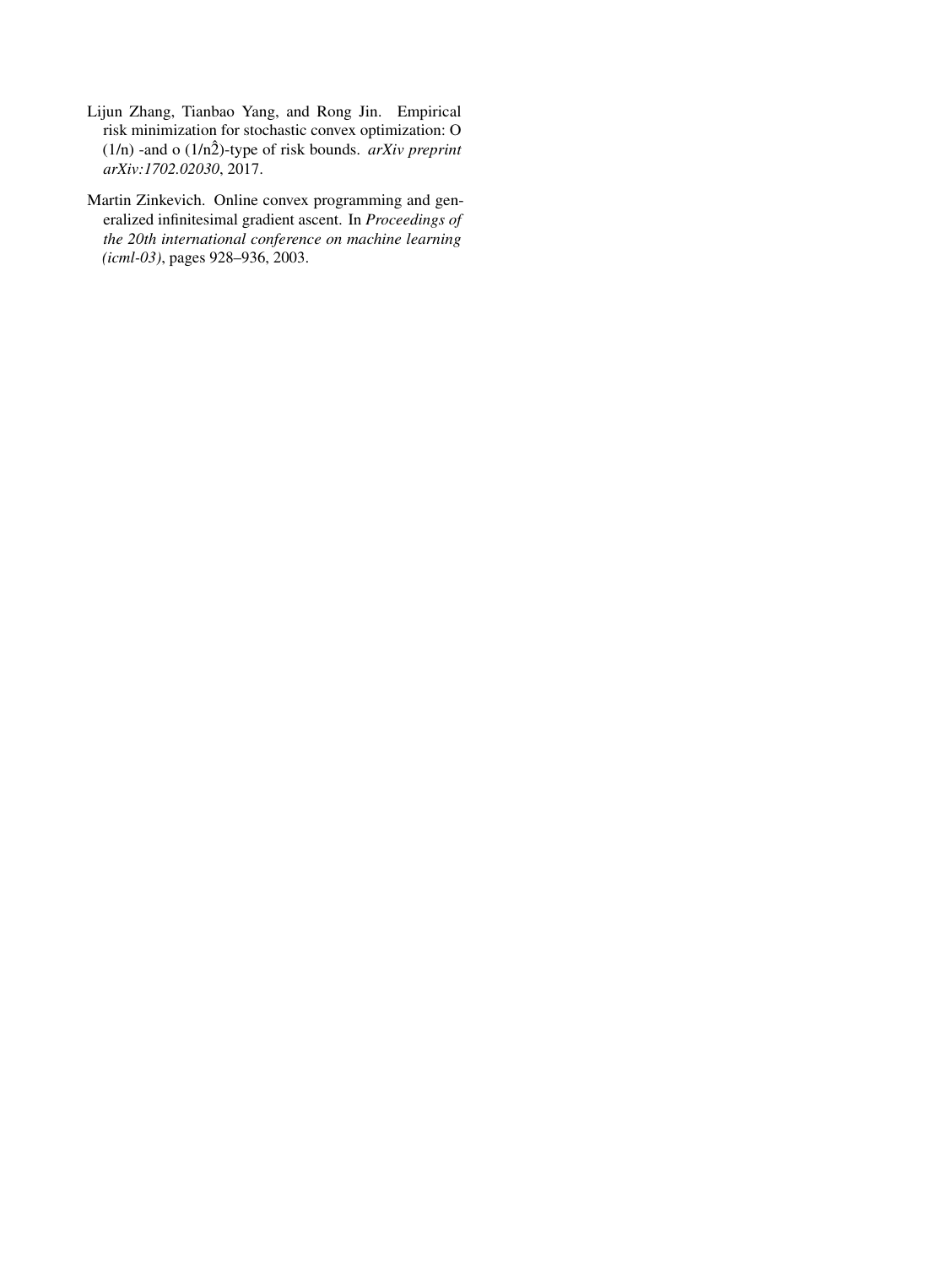Lijun Zhang, Tianbao Yang, and Rong Jin. Empirical risk minimization for stochastic convex optimization: O (1/n) -and o (1/n̂2)-type of risk bounds. *arXiv preprint arXiv:1702.02030*, 2017.

Martin Zinkevich. Online convex programming and generalized infinitesimal gradient ascent. In *Proceedings of the 20th international conference on machine learning (icml-03)*, pages 928–936, 2003.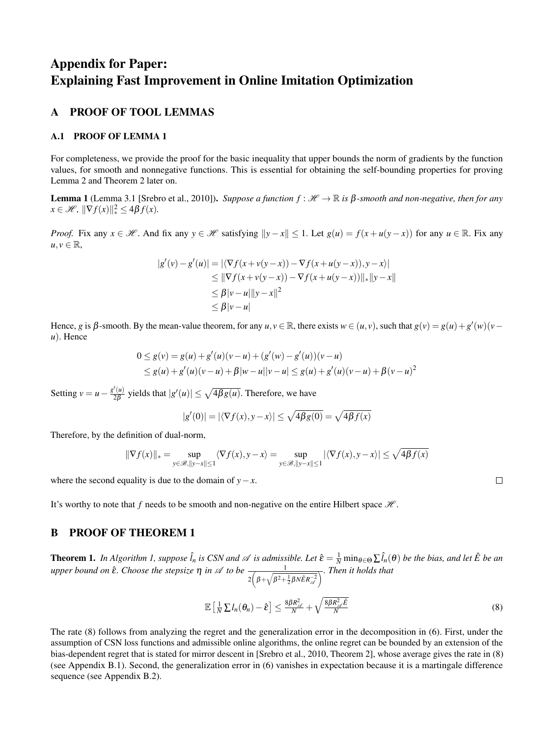# Appendix for Paper: Explaining Fast Improvement in Online Imitation Optimization

## A PROOF OF TOOL LEMMAS

### A.1 PROOF OF LEMMA 1

For completeness, we provide the proof for the basic inequality that upper bounds the norm of gradients by the function values, for smooth and nonnegative functions. This is essential for obtaining the self-bounding properties for proving Lemma 2 and Theorem 2 later on.

**Lemma 1** (Lemma 3.1 [Srebro et al., 2010])**.** *Suppose a function $f : \mathscr{H} \to \mathbb{R}$ is $\beta$-smooth and non-negative, then for any $x \in \mathscr{H}$, $\|\nabla f(x)\|_*^2 \leq 4\beta f(x)$.*

*Proof.* Fix any $x \in \mathscr{H}$. And fix any $y \in \mathscr{H}$ satisfying $\|y - x\| \leq 1$. Let $g(u) = f(x + u(y-x))$ for any $u \in \mathbb{R}$. Fix any $u, v \in \mathbb{R}$,

$$
\begin{aligned}
|g'(v) - g'(u)| &= |\langle \nabla f(x + v(y-x)) - \nabla f(x + u(y-x)), y - x \rangle| \\
&\leq \|\nabla f(x + v(y-x)) - \nabla f(x + u(y-x))\|_* \|y - x\| \\
&\leq \beta |v - u| \|y - x\|^2 \\
&\leq \beta |v - u|
\end{aligned}
$$

Hence, $g$ is $\beta$-smooth. By the mean-value theorem, for any $u, v \in \mathbb{R}$, there exists $w \in (u, v)$, such that $g(v) = g(u) + g'(w)(v - u)$. Hence

$$
\begin{aligned}
0 \leq g(v) &= g(u) + g'(u)(v-u) + (g'(w) - g'(u))(v-u) \\
&\leq g(u) + g'(u)(v-u) + \beta|w-u||v-u| \leq g(u) + g'(u)(v-u) + \beta(v-u)^2
\end{aligned}
$$

Setting $v = u - \frac{g'(u)}{2\beta}$ yields that $|g'(u)| \leq \sqrt{4\beta g(u)}$. Therefore, we have

$$
|g'(0)| = |\langle \nabla f(x), y - x \rangle| \leq \sqrt{4\beta g(0)} = \sqrt{4\beta f(x)}
$$

Therefore, by the definition of dual-norm,

$$
\|\nabla f(x)\|_* = \sup_{y \in \mathscr{B}, \|y-x\| \leq 1} \langle \nabla f(x), y - x \rangle = \sup_{y \in \mathscr{B}, \|y-x\| \leq 1} |\langle \nabla f(x), y - x \rangle| \leq \sqrt{4\beta f(x)}
$$

where the second equality is due to the domain of $y - x$. $\square$

It's worthy to note that $f$ needs to be smooth and non-negative on the entire Hilbert space $\mathscr{H}$.

## B PROOF OF THEOREM 1

**Theorem 1.** *In Algorithm 1, suppose $\hat{l}_n$ is CSN and $\mathscr{A}$ is admissible. Let $\hat{\varepsilon} = \frac{1}{N}\min_{\theta \in \Theta} \sum \hat{l}_n(\theta)$ be the bias, and let $\hat{E}$ be an upper bound on $\hat{\varepsilon}$. Choose the stepsize $\eta$ in $\mathscr{A}$ to be $\frac{1}{2\left(\beta + \sqrt{\beta^2 + \frac{1}{2}\beta N \hat{E} R_{\mathscr{A}}^{-2}}\right)}$. Then it holds that*

$$
\mathbb{E}\left[\tfrac{1}{N}\sum l_n(\theta_n) - \hat{\varepsilon}\right] \leq \tfrac{8\beta R_{\mathscr{A}}^2}{N} + \sqrt{\tfrac{8\beta R_{\mathscr{A}}^2 \hat{E}}{N}} \tag{8}
$$

The rate (8) follows from analyzing the regret and the generalization error in the decomposition in (6). First, under the assumption of CSN loss functions and admissible online algorithms, the online regret can be bounded by an extension of the bias-dependent regret that is stated for mirror descent in [Srebro et al., 2010, Theorem 2], whose average gives the rate in (8) (see Appendix B.1). Second, the generalization error in (6) vanishes in expectation because it is a martingale difference sequence (see Appendix B.2).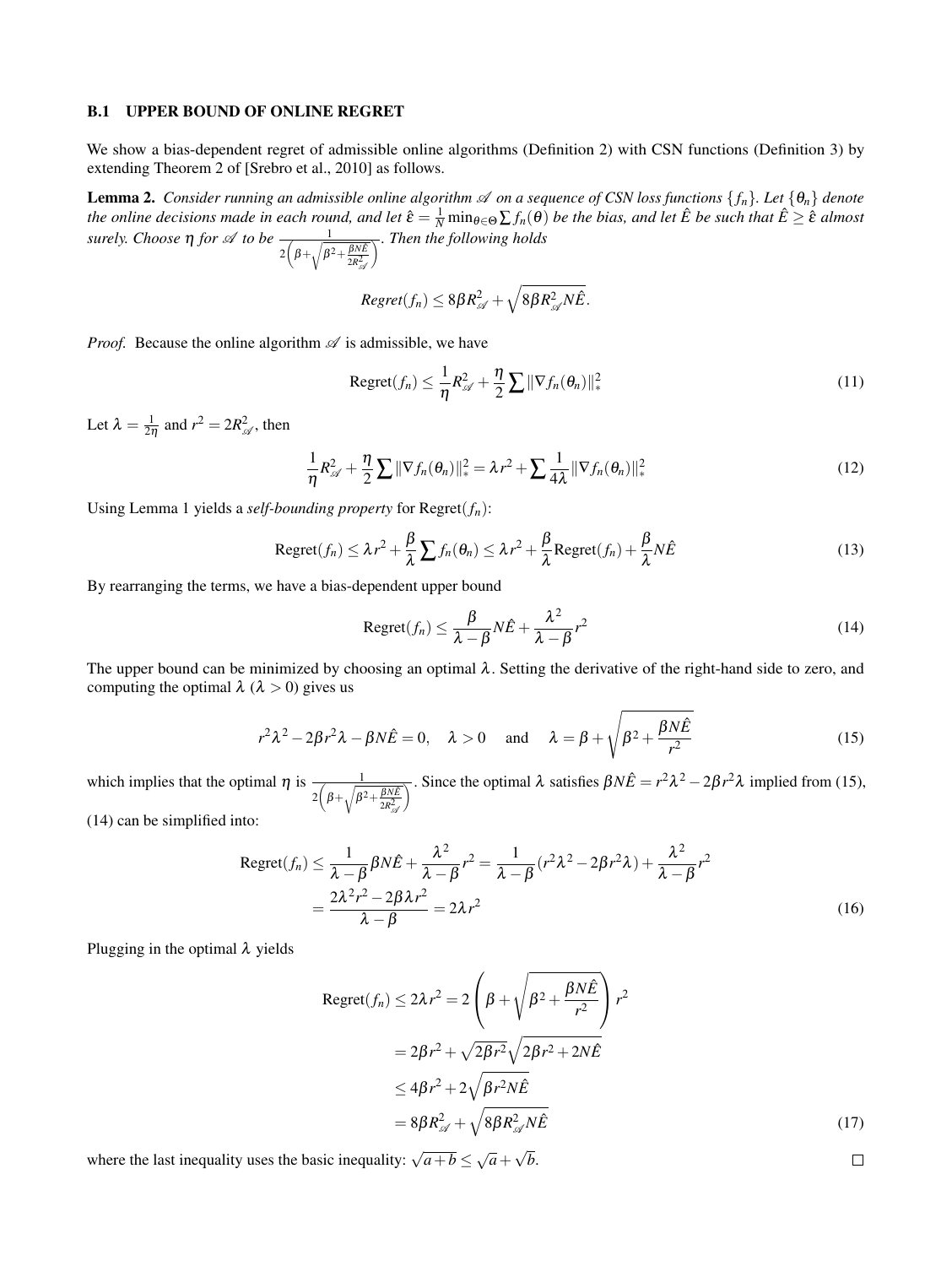### B.1 UPPER BOUND OF ONLINE REGRET

We show a bias-dependent regret of admissible online algorithms (Definition 2) with CSN functions (Definition 3) by extending Theorem 2 of [Srebro et al., 2010] as follows.

**Lemma 2.** *Consider running an admissible online algorithm $\mathscr{A}$ on a sequence of CSN loss functions $\{f_n\}$. Let $\{\theta_n\}$ denote the online decisions made in each round, and let $\hat{\varepsilon} = \frac{1}{N}\min_{\theta\in\Theta}\sum f_n(\theta)$ be the bias, and let $\hat{E}$ be such that $\hat{E} \geq \hat{\varepsilon}$ almost surely. Choose $\eta$ for $\mathscr{A}$ to be $\frac{1}{2\left(\beta+\sqrt{\beta^2+\frac{\beta N\hat{E}}{2R^2_{\mathscr{A}}}}\right)}$. Then the following holds*

$$
Regret(f_n) \leq 8\beta R^2_{\mathscr{A}} + \sqrt{8\beta R^2_{\mathscr{A}} N\hat{E}}.
$$

*Proof.* Because the online algorithm $\mathscr{A}$ is admissible, we have

$$
\text{Regret}(f_n) \leq \frac{1}{\eta}R^2_{\mathscr{A}} + \frac{\eta}{2}\sum \|\nabla f_n(\theta_n)\|^2_* \tag{11}
$$

Let $\lambda = \frac{1}{2\eta}$ and $r^2 = 2R^2_{\mathscr{A}}$, then

$$
\frac{1}{\eta}R^2_{\mathscr{A}} + \frac{\eta}{2}\sum \|\nabla f_n(\theta_n)\|^2_* = \lambda r^2 + \sum \frac{1}{4\lambda}\|\nabla f_n(\theta_n)\|^2_* \tag{12}
$$

Using Lemma 1 yields a *self-bounding property* for Regret($f_n$):

$$
\text{Regret}(f_n) \leq \lambda r^2 + \frac{\beta}{\lambda}\sum f_n(\theta_n) \leq \lambda r^2 + \frac{\beta}{\lambda}\text{Regret}(f_n) + \frac{\beta}{\lambda}N\hat{E} \tag{13}
$$

By rearranging the terms, we have a bias-dependent upper bound

$$
\text{Regret}(f_n) \leq \frac{\beta}{\lambda-\beta}N\hat{E} + \frac{\lambda^2}{\lambda-\beta}r^2 \tag{14}
$$

The upper bound can be minimized by choosing an optimal $\lambda$. Setting the derivative of the right-hand side to zero, and computing the optimal $\lambda$ ($\lambda > 0$) gives us

$$
r^2\lambda^2 - 2\beta r^2\lambda - \beta N\hat{E} = 0, \quad \lambda > 0 \quad \text{and} \quad \lambda = \beta + \sqrt{\beta^2 + \frac{\beta N\hat{E}}{r^2}} \tag{15}
$$

which implies that the optimal $\eta$ is $\frac{1}{2\left(\beta+\sqrt{\beta^2+\frac{\beta N\hat{E}}{2R^2_{\mathscr{A}}}}\right)}$. Since the optimal $\lambda$ satisfies $\beta N\hat{E} = r^2\lambda^2 - 2\beta r^2\lambda$ implied from (15), (14) can be simplified into:

$$
\begin{aligned}
\text{Regret}(f_n) &\leq \frac{1}{\lambda-\beta}\beta N\hat{E} + \frac{\lambda^2}{\lambda-\beta}r^2 = \frac{1}{\lambda-\beta}(r^2\lambda^2 - 2\beta r^2\lambda) + \frac{\lambda^2}{\lambda-\beta}r^2 \\
&= \frac{2\lambda^2 r^2 - 2\beta\lambda r^2}{\lambda-\beta} = 2\lambda r^2
\end{aligned} \tag{16}
$$

Plugging in the optimal $\lambda$ yields

$$
\begin{aligned}
\text{Regret}(f_n) &\leq 2\lambda r^2 = 2\left(\beta + \sqrt{\beta^2 + \frac{\beta N\hat{E}}{r^2}}\right)r^2 \\
&= 2\beta r^2 + \sqrt{2\beta r^2}\sqrt{2\beta r^2 + 2N\hat{E}} \\
&\leq 4\beta r^2 + 2\sqrt{\beta r^2 N\hat{E}} \\
&= 8\beta R^2_{\mathscr{A}} + \sqrt{8\beta R^2_{\mathscr{A}} N\hat{E}}
\end{aligned} \tag{17}
$$

where the last inequality uses the basic inequality: $\sqrt{a+b} \leq \sqrt{a} + \sqrt{b}$. $\square$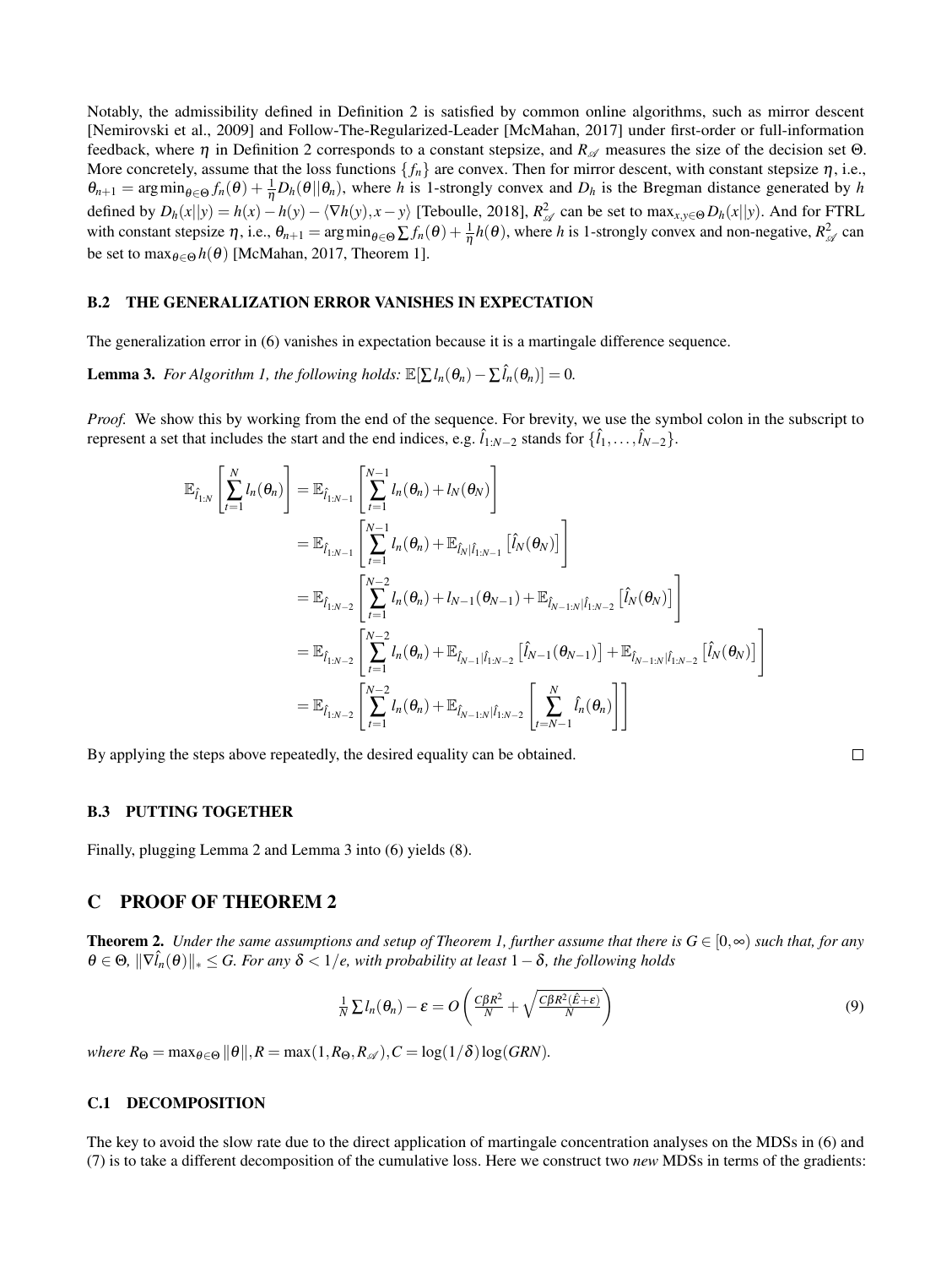Notably, the admissibility defined in Definition 2 is satisfied by common online algorithms, such as mirror descent [Nemirovski et al., 2009] and Follow-The-Regularized-Leader [McMahan, 2017] under first-order or full-information feedback, where $\eta$ in Definition 2 corresponds to a constant stepsize, and $R_{\mathscr{A}}$ measures the size of the decision set $\Theta$. More concretely, assume that the loss functions $\{f_n\}$ are convex. Then for mirror descent, with constant stepsize $\eta$, i.e., $\theta_{n+1} = \arg\min_{\theta\in\Theta} f_n(\theta) + \frac{1}{\eta} D_h(\theta||\theta_n)$, where $h$ is 1-strongly convex and $D_h$ is the Bregman distance generated by $h$ defined by $D_h(x||y) = h(x) - h(y) - \langle \nabla h(y), x-y\rangle$ [Teboulle, 2018], $R_{\mathscr{A}}^2$ can be set to $\max_{x,y\in\Theta} D_h(x||y)$. And for FTRL with constant stepsize $\eta$, i.e., $\theta_{n+1} = \arg\min_{\theta\in\Theta} \sum f_n(\theta) + \frac{1}{\eta} h(\theta)$, where $h$ is 1-strongly convex and non-negative, $R_{\mathscr{A}}^2$ can be set to $\max_{\theta\in\Theta} h(\theta)$ [McMahan, 2017, Theorem 1].

### B.2 THE GENERALIZATION ERROR VANISHES IN EXPECTATION

The generalization error in (6) vanishes in expectation because it is a martingale difference sequence.

**Lemma 3.** *For Algorithm 1, the following holds:* $\mathbb{E}[\sum l_n(\theta_n) - \sum \hat{l}_n(\theta_n)] = 0$.

*Proof.* We show this by working from the end of the sequence. For brevity, we use the symbol colon in the subscript to represent a set that includes the start and the end indices, e.g. $\hat{l}_{1:N-2}$ stands for $\{\hat{l}_1, \ldots, \hat{l}_{N-2}\}$.

$$
\begin{aligned}
\mathbb{E}_{\hat{l}_{1:N}}\left[\sum_{t=1}^{N} l_n(\theta_n)\right] &= \mathbb{E}_{\hat{l}_{1:N-1}}\left[\sum_{t=1}^{N-1} l_n(\theta_n) + l_N(\theta_N)\right] \\
&= \mathbb{E}_{\hat{l}_{1:N-1}}\left[\sum_{t=1}^{N-1} l_n(\theta_n) + \mathbb{E}_{\hat{l}_N|\hat{l}_{1:N-1}}\left[\hat{l}_N(\theta_N)\right]\right] \\
&= \mathbb{E}_{\hat{l}_{1:N-2}}\left[\sum_{t=1}^{N-2} l_n(\theta_n) + l_{N-1}(\theta_{N-1}) + \mathbb{E}_{\hat{l}_{N-1:N}|\hat{l}_{1:N-2}}\left[\hat{l}_N(\theta_N)\right]\right] \\
&= \mathbb{E}_{\hat{l}_{1:N-2}}\left[\sum_{t=1}^{N-2} l_n(\theta_n) + \mathbb{E}_{\hat{l}_{N-1}|\hat{l}_{1:N-2}}\left[\hat{l}_{N-1}(\theta_{N-1})\right] + \mathbb{E}_{\hat{l}_{N-1:N}|\hat{l}_{1:N-2}}\left[\hat{l}_N(\theta_N)\right]\right] \\
&= \mathbb{E}_{\hat{l}_{1:N-2}}\left[\sum_{t=1}^{N-2} l_n(\theta_n) + \mathbb{E}_{\hat{l}_{N-1:N}|\hat{l}_{1:N-2}}\left[\sum_{t=N-1}^{N} \hat{l}_n(\theta_n)\right]\right]
\end{aligned}
$$

By applying the steps above repeatedly, the desired equality can be obtained. □

### B.3 PUTTING TOGETHER

Finally, plugging Lemma 2 and Lemma 3 into (6) yields (8).

## C PROOF OF THEOREM 2

**Theorem 2.** *Under the same assumptions and setup of Theorem 1, further assume that there is $G \in [0, \infty)$ such that, for any $\theta \in \Theta$, $\|\nabla \hat{l}_n(\theta)\|_* \leq G$. For any $\delta < 1/e$, with probability at least $1-\delta$, the following holds*

$$
\tfrac{1}{N}\sum l_n(\theta_n) - \varepsilon = O\left(\tfrac{C\beta R^2}{N} + \sqrt{\tfrac{C\beta R^2(\hat{E}+\varepsilon)}{N}}\right) \tag{9}
$$

*where $R_\Theta = \max_{\theta\in\Theta}\|\theta\|, R = \max(1, R_\Theta, R_{\mathscr{A}}), C = \log(1/\delta)\log(GRN)$.*

### C.1 DECOMPOSITION

The key to avoid the slow rate due to the direct application of martingale concentration analyses on the MDSs in (6) and (7) is to take a different decomposition of the cumulative loss. Here we construct two *new* MDSs in terms of the gradients: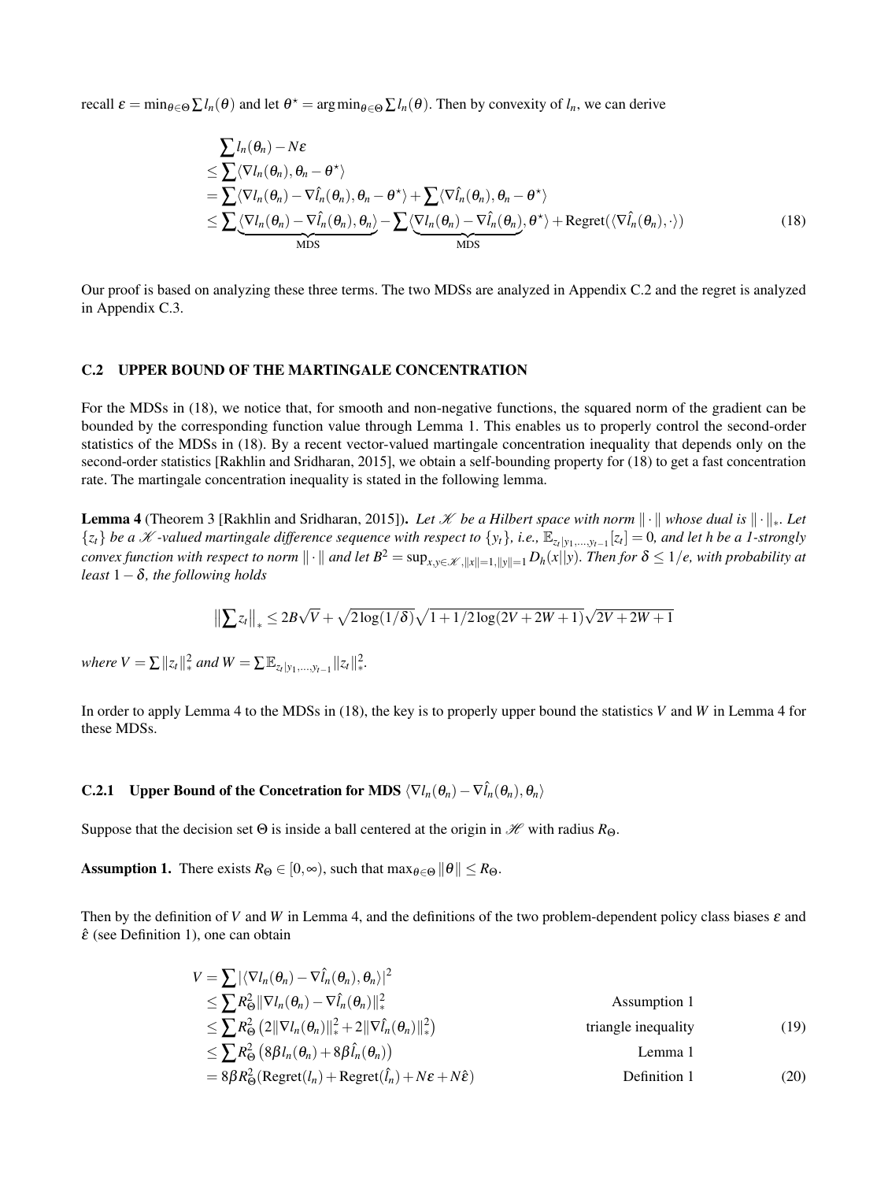recall $\varepsilon = \min_{\theta \in \Theta} \sum l_n(\theta)$ and let $\theta^\star = \arg\min_{\theta \in \Theta} \sum l_n(\theta)$. Then by convexity of $l_n$, we can derive

$$
\begin{aligned}
&\sum l_n(\theta_n) - N\varepsilon \\
&\leq \sum \langle \nabla l_n(\theta_n), \theta_n - \theta^\star \rangle \\
&= \sum \langle \nabla l_n(\theta_n) - \nabla \hat{l}_n(\theta_n), \theta_n - \theta^\star \rangle + \sum \langle \nabla \hat{l}_n(\theta_n), \theta_n - \theta^\star \rangle \\
&\leq \sum \underbrace{\langle \nabla l_n(\theta_n) - \nabla \hat{l}_n(\theta_n), \theta_n \rangle}_{\text{MDS}} - \sum \langle \underbrace{\nabla l_n(\theta_n) - \nabla \hat{l}_n(\theta_n)}_{\text{MDS}}, \theta^\star \rangle + \text{Regret}(\langle \nabla \hat{l}_n(\theta_n), \cdot \rangle)
\end{aligned}
\tag{18}
$$

Our proof is based on analyzing these three terms. The two MDSs are analyzed in Appendix C.2 and the regret is analyzed in Appendix C.3.

## C.2 UPPER BOUND OF THE MARTINGALE CONCENTRATION

For the MDSs in (18), we notice that, for smooth and non-negative functions, the squared norm of the gradient can be bounded by the corresponding function value through Lemma 1. This enables us to properly control the second-order statistics of the MDSs in (18). By a recent vector-valued martingale concentration inequality that depends only on the second-order statistics [Rakhlin and Sridharan, 2015], we obtain a self-bounding property for (18) to get a fast concentration rate. The martingale concentration inequality is stated in the following lemma.

**Lemma 4** (Theorem 3 [Rakhlin and Sridharan, 2015]). *Let $\mathscr{H}$ be a Hilbert space with norm $\|\cdot\|$ whose dual is $\|\cdot\|_*$. Let $\{z_t\}$ be a $\mathscr{H}$-valued martingale difference sequence with respect to $\{y_t\}$, i.e., $\mathbb{E}_{z_t|y_1,\ldots,y_{t-1}}[z_t] = 0$, and let $h$ be a 1-strongly convex function with respect to norm $\|\cdot\|$ and let $B^2 = \sup_{x,y \in \mathscr{H}, \|x\|=1, \|y\|=1} D_h(x||y)$. Then for $\delta \leq 1/e$, with probability at least $1-\delta$, the following holds*

$$
\left\|\sum z_t\right\|_* \leq 2B\sqrt{V} + \sqrt{2\log(1/\delta)}\sqrt{1 + 1/2\log(2V + 2W + 1)}\sqrt{2V + 2W + 1}
$$

*where $V = \sum \|z_t\|_*^2$ and $W = \sum \mathbb{E}_{z_t|y_1,\ldots,y_{t-1}} \|z_t\|_*^2$.*

In order to apply Lemma 4 to the MDSs in (18), the key is to properly upper bound the statistics $V$ and $W$ in Lemma 4 for these MDSs.

### C.2.1 Upper Bound of the Concetration for MDS $\langle \nabla l_n(\theta_n) - \nabla \hat{l}_n(\theta_n), \theta_n \rangle$

Suppose that the decision set $\Theta$ is inside a ball centered at the origin in $\mathscr{H}$ with radius $R_\Theta$.

**Assumption 1.** There exists $R_\Theta \in [0, \infty)$, such that $\max_{\theta \in \Theta} \|\theta\| \leq R_\Theta$.

Then by the definition of $V$ and $W$ in Lemma 4, and the definitions of the two problem-dependent policy class biases $\varepsilon$ and $\hat{\varepsilon}$ (see Definition 1), one can obtain

$$
\begin{aligned}
V &= \sum |\langle \nabla l_n(\theta_n) - \nabla \hat{l}_n(\theta_n), \theta_n \rangle|^2 \\
&\leq \sum R_\Theta^2 \|\nabla l_n(\theta_n) - \nabla \hat{l}_n(\theta_n)\|_*^2 && \text{Assumption 1} \\
&\leq \sum R_\Theta^2 \left(2\|\nabla l_n(\theta_n)\|_*^2 + 2\|\nabla \hat{l}_n(\theta_n)\|_*^2\right) && \text{triangle inequality} \quad (19) \\
&\leq \sum R_\Theta^2 \left(8\beta l_n(\theta_n) + 8\beta \hat{l}_n(\theta_n)\right) && \text{Lemma 1} \\
&= 8\beta R_\Theta^2 (\text{Regret}(l_n) + \text{Regret}(\hat{l}_n) + N\varepsilon + N\hat{\varepsilon}) && \text{Definition 1} \quad (20)
\end{aligned}
$$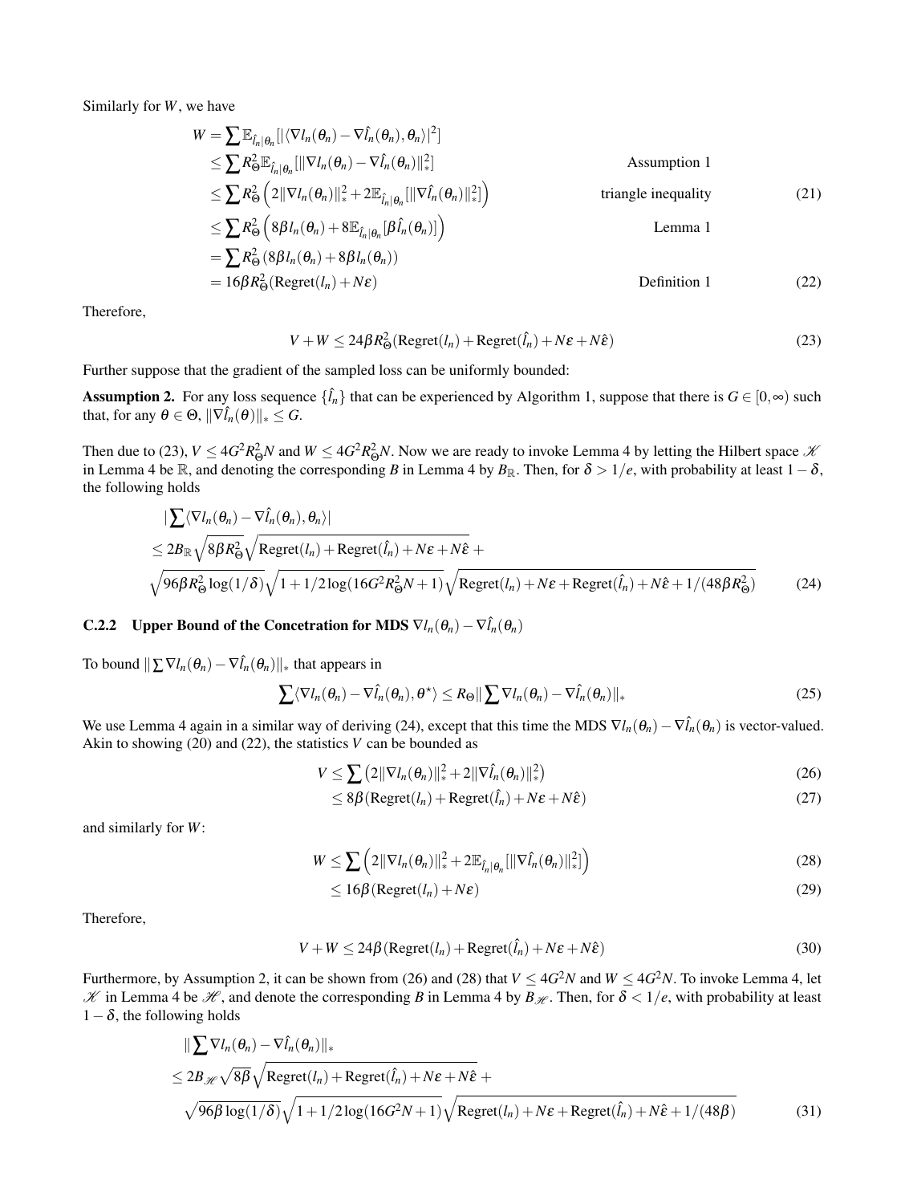Similarly for $W$, we have

$$
\begin{aligned}
W &= \sum \mathbb{E}_{\hat{l}_n|\theta_n}[|\langle \nabla l_n(\theta_n) - \nabla \hat{l}_n(\theta_n), \theta_n\rangle|^2] \\
&\leq \sum R_\Theta^2 \mathbb{E}_{\hat{l}_n|\theta_n}[\|\nabla l_n(\theta_n) - \nabla \hat{l}_n(\theta_n)\|_*^2] && \text{Assumption 1} \\
&\leq \sum R_\Theta^2 \left(2\|\nabla l_n(\theta_n)\|_*^2 + 2\mathbb{E}_{\hat{l}_n|\theta_n}[\|\nabla \hat{l}_n(\theta_n)\|_*^2]\right) && \text{triangle inequality} \quad (21) \\
&\leq \sum R_\Theta^2 \left(8\beta l_n(\theta_n) + 8\mathbb{E}_{\hat{l}_n|\theta_n}[\beta \hat{l}_n(\theta_n)]\right) && \text{Lemma 1} \\
&= \sum R_\Theta^2 (8\beta l_n(\theta_n) + 8\beta l_n(\theta_n)) \\
&= 16\beta R_\Theta^2 (\text{Regret}(l_n) + N\varepsilon) && \text{Definition 1} \quad (22)
\end{aligned}
$$

Therefore,

$$
V + W \leq 24\beta R_\Theta^2 (\text{Regret}(l_n) + \text{Regret}(\hat{l}_n) + N\varepsilon + N\hat{\varepsilon}) \tag{23}
$$

Further suppose that the gradient of the sampled loss can be uniformly bounded:

**Assumption 2.** For any loss sequence $\{\hat{l}_n\}$ that can be experienced by Algorithm 1, suppose that there is $G \in [0, \infty)$ such that, for any $\theta \in \Theta$, $\|\nabla \hat{l}_n(\theta)\|_* \leq G$.

Then due to (23), $V \leq 4G^2 R_\Theta^2 N$ and $W \leq 4G^2 R_\Theta^2 N$. Now we are ready to invoke Lemma 4 by letting the Hilbert space $\mathcal{K}$ in Lemma 4 be $\mathbb{R}$, and denoting the corresponding $B$ in Lemma 4 by $B_\mathbb{R}$. Then, for $\delta > 1/e$, with probability at least $1-\delta$, the following holds

$$
\begin{aligned}
&|\sum \langle \nabla l_n(\theta_n) - \nabla \hat{l}_n(\theta_n), \theta_n\rangle| \\
&\leq 2B_\mathbb{R} \sqrt{8\beta R_\Theta^2} \sqrt{\text{Regret}(l_n) + \text{Regret}(\hat{l}_n) + N\varepsilon + N\hat{\varepsilon}} + \\
&\sqrt{96\beta R_\Theta^2 \log(1/\delta)} \sqrt{1 + 1/2 \log(16G^2 R_\Theta^2 N + 1)} \sqrt{\text{Regret}(l_n) + N\varepsilon + \text{Regret}(\hat{l}_n) + N\hat{\varepsilon} + 1/(48\beta R_\Theta^2)}
\end{aligned} \tag{24}
$$

### C.2.2 Upper Bound of the Concetration for MDS $\nabla l_n(\theta_n) - \nabla \hat{l}_n(\theta_n)$

To bound $\|\sum \nabla l_n(\theta_n) - \nabla \hat{l}_n(\theta_n)\|_*$ that appears in

$$
\sum \langle \nabla l_n(\theta_n) - \nabla \hat{l}_n(\theta_n), \theta^\star\rangle \leq R_\Theta \|\sum \nabla l_n(\theta_n) - \nabla \hat{l}_n(\theta_n)\|_* \tag{25}
$$

We use Lemma 4 again in a similar way of deriving (24), except that this time the MDS $\nabla l_n(\theta_n) - \nabla \hat{l}_n(\theta_n)$ is vector-valued. Akin to showing (20) and (22), the statistics $V$ can be bounded as

$$
\begin{aligned}
V &\leq \sum \left(2\|\nabla l_n(\theta_n)\|_*^2 + 2\|\nabla \hat{l}_n(\theta_n)\|_*^2\right) && (26) \\
&\leq 8\beta (\text{Regret}(l_n) + \text{Regret}(\hat{l}_n) + N\varepsilon + N\hat{\varepsilon}) && (27)
\end{aligned}
$$

and similarly for $W$:

$$
\begin{aligned}
W &\leq \sum \left(2\|\nabla l_n(\theta_n)\|_*^2 + 2\mathbb{E}_{\hat{l}_n|\theta_n}[\|\nabla \hat{l}_n(\theta_n)\|_*^2]\right) && (28) \\
&\leq 16\beta (\text{Regret}(l_n) + N\varepsilon) && (29)
\end{aligned}
$$

Therefore,

$$
V + W \leq 24\beta (\text{Regret}(l_n) + \text{Regret}(\hat{l}_n) + N\varepsilon + N\hat{\varepsilon}) \tag{30}
$$

Furthermore, by Assumption 2, it can be shown from (26) and (28) that $V \leq 4G^2 N$ and $W \leq 4G^2 N$. To invoke Lemma 4, let $\mathcal{K}$ in Lemma 4 be $\mathcal{H}$, and denote the corresponding $B$ in Lemma 4 by $B_\mathcal{H}$. Then, for $\delta < 1/e$, with probability at least $1-\delta$, the following holds

$$
\begin{aligned}
&\|\sum \nabla l_n(\theta_n) - \nabla \hat{l}_n(\theta_n)\|_* \\
&\leq 2B_\mathcal{H} \sqrt{8\beta} \sqrt{\text{Regret}(l_n) + \text{Regret}(\hat{l}_n) + N\varepsilon + N\hat{\varepsilon}} + \\
&\sqrt{96\beta \log(1/\delta)} \sqrt{1 + 1/2 \log(16G^2 N + 1)} \sqrt{\text{Regret}(l_n) + N\varepsilon + \text{Regret}(\hat{l}_n) + N\hat{\varepsilon} + 1/(48\beta)}
\end{aligned} \tag{31}
$$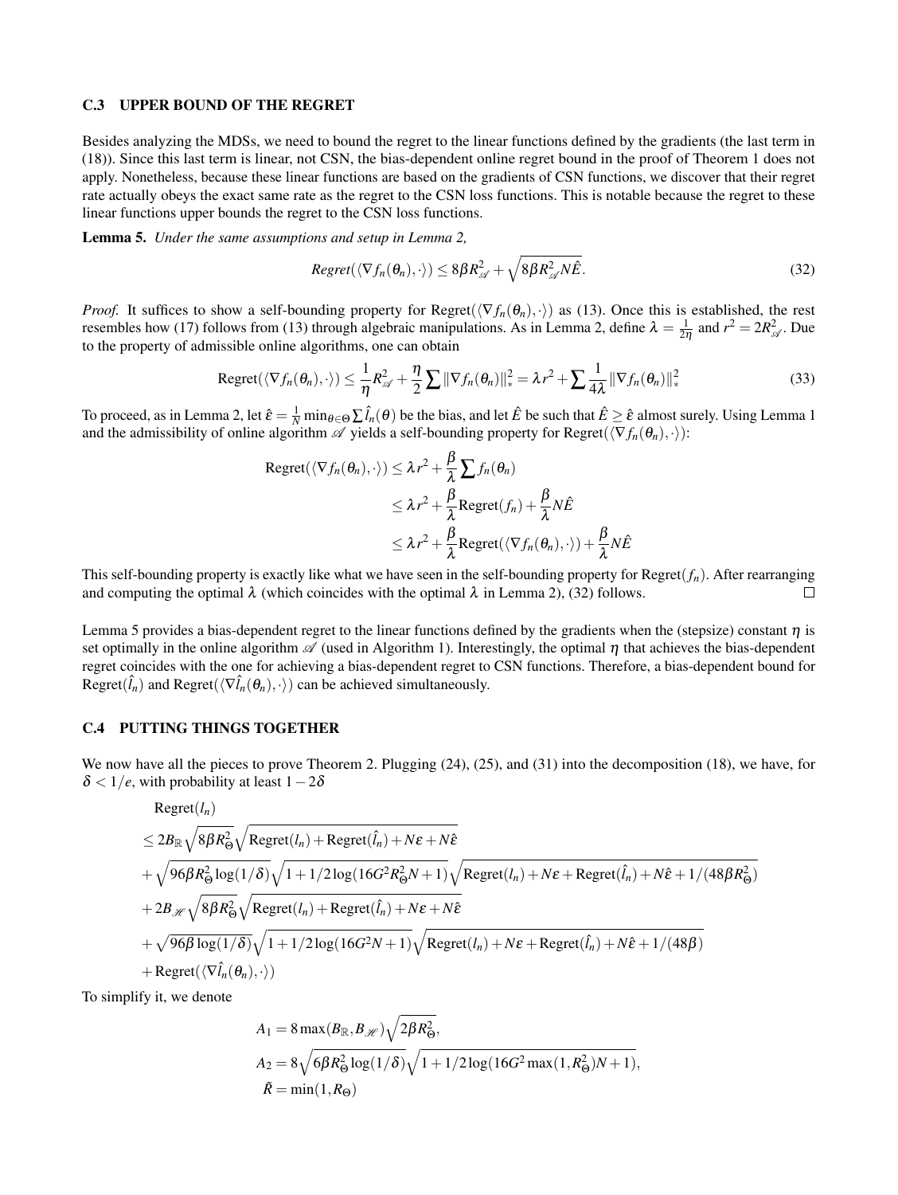### C.3 UPPER BOUND OF THE REGRET

Besides analyzing the MDSs, we need to bound the regret to the linear functions defined by the gradients (the last term in (18)). Since this last term is linear, not CSN, the bias-dependent online regret bound in the proof of Theorem 1 does not apply. Nonetheless, because these linear functions are based on the gradients of CSN functions, we discover that their regret rate actually obeys the exact same rate as the regret to the CSN loss functions. This is notable because the regret to these linear functions upper bounds the regret to the CSN loss functions.

**Lemma 5.** *Under the same assumptions and setup in Lemma 2,*

$$\text{Regret}(\langle \nabla f_n(\theta_n), \cdot \rangle) \leq 8\beta R_{\mathscr{A}}^2 + \sqrt{8\beta R_{\mathscr{A}}^2 N\hat{E}}. \tag{32}$$

*Proof.* It suffices to show a self-bounding property for $\text{Regret}(\langle \nabla f_n(\theta_n), \cdot \rangle)$ as (13). Once this is established, the rest resembles how (17) follows from (13) through algebraic manipulations. As in Lemma 2, define $\lambda = \frac{1}{2\eta}$ and $r^2 = 2R_{\mathscr{A}}^2$. Due to the property of admissible online algorithms, one can obtain

$$\text{Regret}(\langle \nabla f_n(\theta_n), \cdot \rangle) \leq \frac{1}{\eta} R_{\mathscr{A}}^2 + \frac{\eta}{2} \sum \|\nabla f_n(\theta_n)\|_*^2 = \lambda r^2 + \sum \frac{1}{4\lambda} \|\nabla f_n(\theta_n)\|_*^2 \tag{33}$$

To proceed, as in Lemma 2, let $\hat{\varepsilon} = \frac{1}{N} \min_{\theta \in \Theta} \sum \hat{l}_n(\theta)$ be the bias, and let $\hat{E}$ be such that $\hat{E} \geq \hat{\varepsilon}$ almost surely. Using Lemma 1 and the admissibility of online algorithm $\mathscr{A}$ yields a self-bounding property for $\text{Regret}(\langle \nabla f_n(\theta_n), \cdot \rangle)$:

$$\begin{aligned}
\text{Regret}(\langle \nabla f_n(\theta_n), \cdot \rangle) &\leq \lambda r^2 + \frac{\beta}{\lambda} \sum f_n(\theta_n) \\
&\leq \lambda r^2 + \frac{\beta}{\lambda} \text{Regret}(f_n) + \frac{\beta}{\lambda} N\hat{E} \\
&\leq \lambda r^2 + \frac{\beta}{\lambda} \text{Regret}(\langle \nabla f_n(\theta_n), \cdot \rangle) + \frac{\beta}{\lambda} N\hat{E}
\end{aligned}$$

This self-bounding property is exactly like what we have seen in the self-bounding property for $\text{Regret}(f_n)$. After rearranging and computing the optimal $\lambda$ (which coincides with the optimal $\lambda$ in Lemma 2), (32) follows. $\square$

Lemma 5 provides a bias-dependent regret to the linear functions defined by the gradients when the (stepsize) constant $\eta$ is set optimally in the online algorithm $\mathscr{A}$ (used in Algorithm 1). Interestingly, the optimal $\eta$ that achieves the bias-dependent regret coincides with the one for achieving a bias-dependent regret to CSN functions. Therefore, a bias-dependent bound for $\text{Regret}(\hat{l}_n)$ and $\text{Regret}(\langle \nabla \hat{l}_n(\theta_n), \cdot \rangle)$ can be achieved simultaneously.

### C.4 PUTTING THINGS TOGETHER

We now have all the pieces to prove Theorem 2. Plugging (24), (25), and (31) into the decomposition (18), we have, for $\delta < 1/e$, with probability at least $1 - 2\delta$

$$\begin{aligned}
&\text{Regret}(l_n) \\
&\leq 2B_{\mathbb{R}} \sqrt{8\beta R_\Theta^2} \sqrt{\text{Regret}(l_n) + \text{Regret}(\hat{l}_n) + N\varepsilon + N\hat{\varepsilon}} \\
&+ \sqrt{96\beta R_\Theta^2 \log(1/\delta)} \sqrt{1 + 1/2 \log(16G^2 R_\Theta^2 N + 1)} \sqrt{\text{Regret}(l_n) + N\varepsilon + \text{Regret}(\hat{l}_n) + N\hat{\varepsilon} + 1/(48\beta R_\Theta^2)} \\
&+ 2B_{\mathscr{H}} \sqrt{8\beta R_\Theta^2} \sqrt{\text{Regret}(l_n) + \text{Regret}(\hat{l}_n) + N\varepsilon + N\hat{\varepsilon}} \\
&+ \sqrt{96\beta \log(1/\delta)} \sqrt{1 + 1/2 \log(16G^2 N + 1)} \sqrt{\text{Regret}(l_n) + N\varepsilon + \text{Regret}(\hat{l}_n) + N\hat{\varepsilon} + 1/(48\beta)} \\
&+ \text{Regret}(\langle \nabla \hat{l}_n(\theta_n), \cdot \rangle)
\end{aligned}$$

To simplify it, we denote

$$\begin{aligned}
A_1 &= 8 \max(B_{\mathbb{R}}, B_{\mathscr{H}}) \sqrt{2\beta R_\Theta^2}, \\
A_2 &= 8 \sqrt{6\beta R_\Theta^2 \log(1/\delta)} \sqrt{1 + 1/2 \log(16G^2 \max(1, R_\Theta^2) N + 1)}, \\
\tilde{R} &= \min(1, R_\Theta)
\end{aligned}$$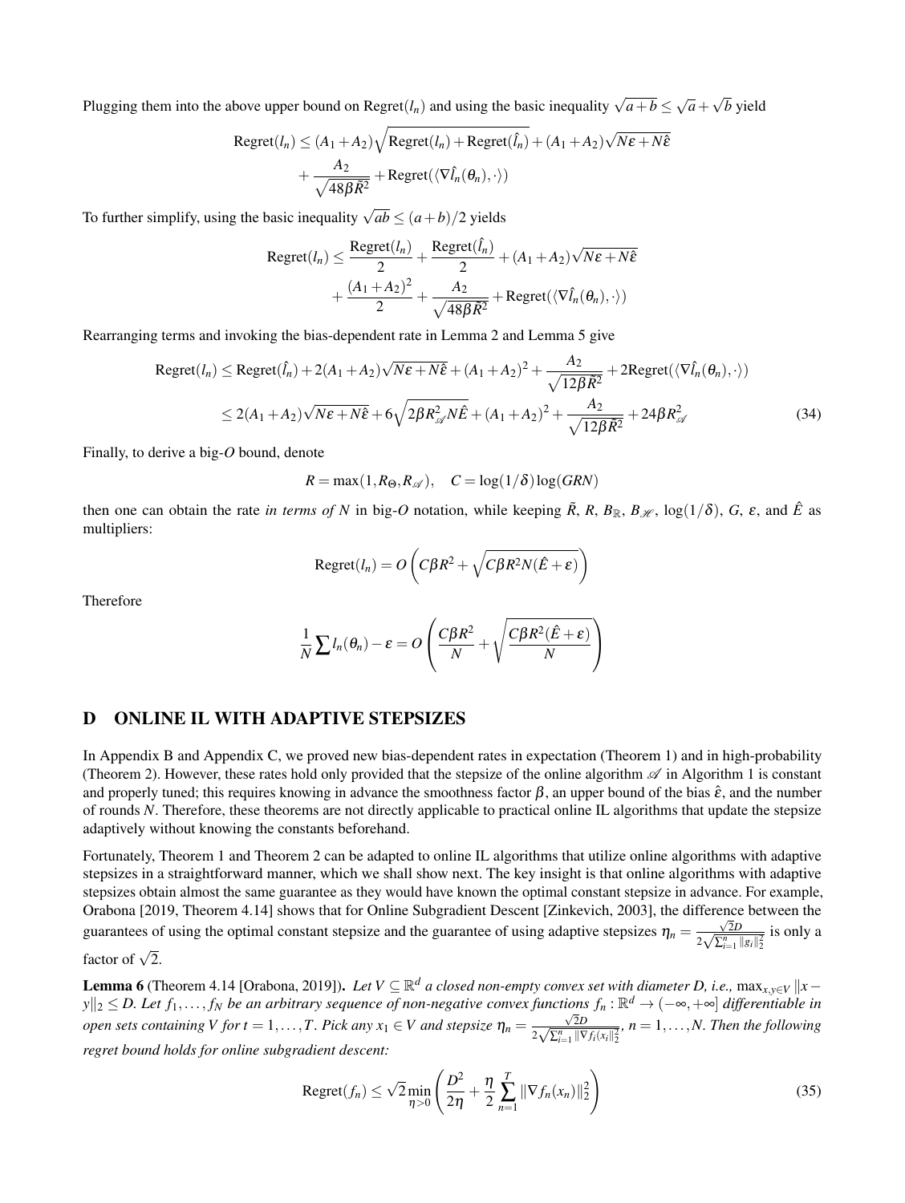Plugging them into the above upper bound on $\text{Regret}(l_n)$ and using the basic inequality $\sqrt{a+b} \leq \sqrt{a} + \sqrt{b}$ yield

$$\text{Regret}(l_n) \leq (A_1 + A_2)\sqrt{\text{Regret}(l_n) + \text{Regret}(\hat{l}_n)} + (A_1 + A_2)\sqrt{N\varepsilon + N\hat{\varepsilon}} + \frac{A_2}{\sqrt{48\beta \tilde{R}^2}} + \text{Regret}(\langle \nabla \hat{l}_n(\theta_n), \cdot \rangle)$$

To further simplify, using the basic inequality $\sqrt{ab} \leq (a+b)/2$ yields

$$\text{Regret}(l_n) \leq \frac{\text{Regret}(l_n)}{2} + \frac{\text{Regret}(\hat{l}_n)}{2} + (A_1 + A_2)\sqrt{N\varepsilon + N\hat{\varepsilon}} + \frac{(A_1 + A_2)^2}{2} + \frac{A_2}{\sqrt{48\beta \tilde{R}^2}} + \text{Regret}(\langle \nabla \hat{l}_n(\theta_n), \cdot \rangle)$$

Rearranging terms and invoking the bias-dependent rate in Lemma 2 and Lemma 5 give

$$\begin{aligned}
\text{Regret}(l_n) &\leq \text{Regret}(\hat{l}_n) + 2(A_1 + A_2)\sqrt{N\varepsilon + N\hat{\varepsilon}} + (A_1 + A_2)^2 + \frac{A_2}{\sqrt{12\beta \tilde{R}^2}} + 2\text{Regret}(\langle \nabla \hat{l}_n(\theta_n), \cdot \rangle) \\
&\leq 2(A_1 + A_2)\sqrt{N\varepsilon + N\hat{\varepsilon}} + 6\sqrt{2\beta R_{\mathscr{A}}^2 N\hat{E}} + (A_1 + A_2)^2 + \frac{A_2}{\sqrt{12\beta \tilde{R}^2}} + 24\beta R_{\mathscr{A}}^2
\end{aligned} \tag{34}$$

Finally, to derive a big-$O$ bound, denote

$$R = \max(1, R_\Theta, R_{\mathscr{A}}), \quad C = \log(1/\delta)\log(GRN)$$

then one can obtain the rate *in terms of $N$* in big-$O$ notation, while keeping $\tilde{R}$, $R$, $B_{\mathbb{R}}$, $B_{\mathscr{H}}$, $\log(1/\delta)$, $G$, $\varepsilon$, and $\hat{E}$ as multipliers:

$$\text{Regret}(l_n) = O\left(C\beta R^2 + \sqrt{C\beta R^2 N(\hat{E} + \varepsilon)}\right)$$

Therefore

$$\frac{1}{N}\sum l_n(\theta_n) - \varepsilon = O\left(\frac{C\beta R^2}{N} + \sqrt{\frac{C\beta R^2(\hat{E} + \varepsilon)}{N}}\right)$$

## D ONLINE IL WITH ADAPTIVE STEPSIZES

In Appendix B and Appendix C, we proved new bias-dependent rates in expectation (Theorem 1) and in high-probability (Theorem 2). However, these rates hold only provided that the stepsize of the online algorithm $\mathscr{A}$ in Algorithm 1 is constant and properly tuned; this requires knowing in advance the smoothness factor $\beta$, an upper bound of the bias $\hat{\varepsilon}$, and the number of rounds $N$. Therefore, these theorems are not directly applicable to practical online IL algorithms that update the stepsize adaptively without knowing the constants beforehand.

Fortunately, Theorem 1 and Theorem 2 can be adapted to online IL algorithms that utilize online algorithms with adaptive stepsizes in a straightforward manner, which we shall show next. The key insight is that online algorithms with adaptive stepsizes obtain almost the same guarantee as they would have known the optimal constant stepsize in advance. For example, Orabona [2019, Theorem 4.14] shows that for Online Subgradient Descent [Zinkevich, 2003], the difference between the guarantees of using the optimal constant stepsize and the guarantee of using adaptive stepsizes $\eta_n = \frac{\sqrt{2}D}{2\sqrt{\sum_{i=1}^n \|g_i\|_2^2}}$ is only a factor of $\sqrt{2}$.

**Lemma 6** (Theorem 4.14 [Orabona, 2019]). *Let $V \subseteq \mathbb{R}^d$ a closed non-empty convex set with diameter $D$, i.e., $\max_{x,y \in V} \|x - y\|_2 \leq D$. Let $f_1, \ldots, f_N$ be an arbitrary sequence of non-negative convex functions $f_n : \mathbb{R}^d \to (-\infty, +\infty]$ differentiable in open sets containing $V$ for $t = 1, \ldots, T$. Pick any $x_1 \in V$ and stepsize $\eta_n = \frac{\sqrt{2}D}{2\sqrt{\sum_{i=1}^n \|\nabla f_i(x_i)\|_2^2}}$, $n = 1, \ldots, N$. Then the following regret bound holds for online subgradient descent:*

$$\text{Regret}(f_n) \leq \sqrt{2}\min_{\eta > 0}\left(\frac{D^2}{2\eta} + \frac{\eta}{2}\sum_{n=1}^T \|\nabla f_n(x_n)\|_2^2\right) \tag{35}$$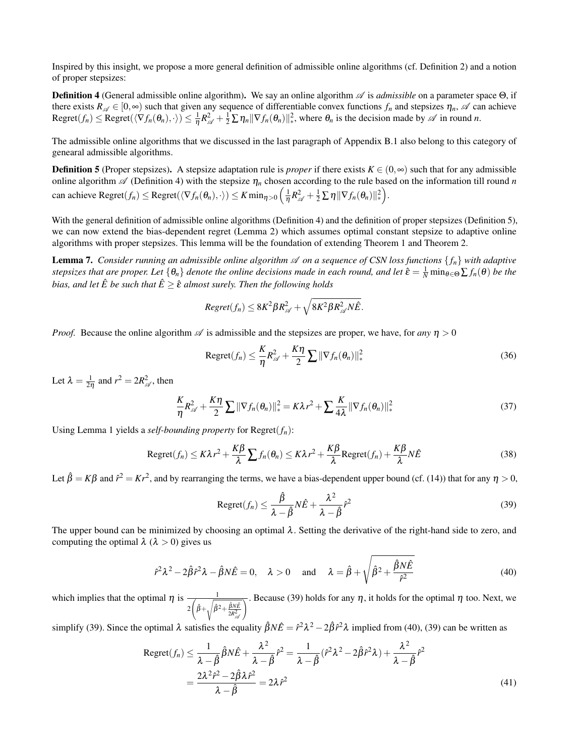Inspired by this insight, we propose a more general definition of admissible online algorithms (cf. Definition 2) and a notion of proper stepsizes:

**Definition 4** (General admissible online algorithm)**.** We say an online algorithm $\mathscr{A}$ is *admissible* on a parameter space $\Theta$, if there exists $R_{\mathscr{A}} \in [0,\infty)$ such that given any sequence of differentiable convex functions $f_n$ and stepsizes $\eta_n$, $\mathscr{A}$ can achieve $\text{Regret}(f_n) \le \text{Regret}(\langle \nabla f_n(\theta_n), \cdot \rangle) \le \frac{1}{\eta} R_{\mathscr{A}}^2 + \frac{1}{2}\sum \eta_n \|\nabla f_n(\theta_n)\|_*^2$, where $\theta_n$ is the decision made by $\mathscr{A}$ in round $n$.

The admissible online algorithms that we discussed in the last paragraph of Appendix B.1 also belong to this category of genearal admissible algorithms.

**Definition 5** (Proper stepsizes)**.** A stepsize adaptation rule is *proper* if there exists $K \in (0,\infty)$ such that for any admissible online algorithm $\mathscr{A}$ (Definition 4) with the stepsize $\eta_n$ chosen according to the rule based on the information till round $n$ can achieve $\text{Regret}(f_n) \le \text{Regret}(\langle \nabla f_n(\theta_n), \cdot \rangle) \le K \min_{\eta>0} \left( \frac{1}{\eta} R_{\mathscr{A}}^2 + \frac{1}{2}\sum \eta \|\nabla f_n(\theta_n)\|_*^2 \right)$.

With the general definition of admissible online algorithms (Definition 4) and the definition of proper stepsizes (Definition 5), we can now extend the bias-dependent regret (Lemma 2) which assumes optimal constant stepsize to adaptive online algorithms with proper stepsizes. This lemma will be the foundation of extending Theorem 1 and Theorem 2.

**Lemma 7.** *Consider running an admissible online algorithm $\mathscr{A}$ on a sequence of CSN loss functions $\{f_n\}$ with adaptive stepsizes that are proper. Let $\{\theta_n\}$ denote the online decisions made in each round, and let $\hat{\varepsilon} = \frac{1}{N}\min_{\theta\in\Theta}\sum f_n(\theta)$ be the bias, and let $\hat{E}$ be such that $\hat{E} \ge \hat{\varepsilon}$ almost surely. Then the following holds*

$$\textit{Regret}(f_n) \le 8K^2\beta R_{\mathscr{A}}^2 + \sqrt{8K^2\beta R_{\mathscr{A}}^2 N\hat{E}}.$$

*Proof.* Because the online algorithm $\mathscr{A}$ is admissible and the stepsizes are proper, we have, for *any* $\eta > 0$

$$\text{Regret}(f_n) \le \frac{K}{\eta} R_{\mathscr{A}}^2 + \frac{K\eta}{2}\sum \|\nabla f_n(\theta_n)\|_*^2 \tag{36}$$

Let $\lambda = \frac{1}{2\eta}$ and $r^2 = 2R_{\mathscr{A}}^2$, then

$$\frac{K}{\eta} R_{\mathscr{A}}^2 + \frac{K\eta}{2}\sum \|\nabla f_n(\theta_n)\|_*^2 = K\lambda r^2 + \sum \frac{K}{4\lambda}\|\nabla f_n(\theta_n)\|_*^2 \tag{37}$$

Using Lemma 1 yields a *self-bounding property* for $\text{Regret}(f_n)$:

$$\text{Regret}(f_n) \le K\lambda r^2 + \frac{K\beta}{\lambda}\sum f_n(\theta_n) \le K\lambda r^2 + \frac{K\beta}{\lambda}\text{Regret}(f_n) + \frac{K\beta}{\lambda}N\hat{E} \tag{38}$$

Let $\hat{\beta} = K\beta$ and $\hat{r}^2 = Kr^2$, and by rearranging the terms, we have a bias-dependent upper bound (cf. (14)) that for any $\eta > 0$,

$$\text{Regret}(f_n) \le \frac{\hat{\beta}}{\lambda - \hat{\beta}}N\hat{E} + \frac{\lambda^2}{\lambda - \hat{\beta}}\hat{r}^2 \tag{39}$$

The upper bound can be minimized by choosing an optimal $\lambda$. Setting the derivative of the right-hand side to zero, and computing the optimal $\lambda$ ($\lambda > 0$) gives us

$$\hat{r}^2\lambda^2 - 2\hat{\beta}\hat{r}^2\lambda - \hat{\beta}N\hat{E} = 0, \quad \lambda > 0 \quad \text{and} \quad \lambda = \hat{\beta} + \sqrt{\hat{\beta}^2 + \frac{\hat{\beta}N\hat{E}}{\hat{r}^2}} \tag{40}$$

which implies that the optimal $\eta$ is $\frac{1}{2\left(\hat{\beta} + \sqrt{\hat{\beta}^2 + \frac{\hat{\beta}N\hat{E}}{2R_{\mathscr{A}}^2}}\right)}$. Because (39) holds for any $\eta$, it holds for the optimal $\eta$ too. Next, we simplify (39). Since the optimal $\lambda$ satisfies the equality $\hat{\beta}N\hat{E} = \hat{r}^2\lambda^2 - 2\hat{\beta}\hat{r}^2\lambda$ implied from (40), (39) can be written as

$$\begin{aligned}
\text{Regret}(f_n) &\le \frac{1}{\lambda - \hat{\beta}}\hat{\beta}N\hat{E} + \frac{\lambda^2}{\lambda - \hat{\beta}}\hat{r}^2 = \frac{1}{\lambda - \hat{\beta}}(\hat{r}^2\lambda^2 - 2\hat{\beta}\hat{r}^2\lambda) + \frac{\lambda^2}{\lambda - \hat{\beta}}\hat{r}^2 \\
&= \frac{2\lambda^2\hat{r}^2 - 2\hat{\beta}\lambda\hat{r}^2}{\lambda - \hat{\beta}} = 2\lambda\hat{r}^2
\end{aligned} \tag{41}$$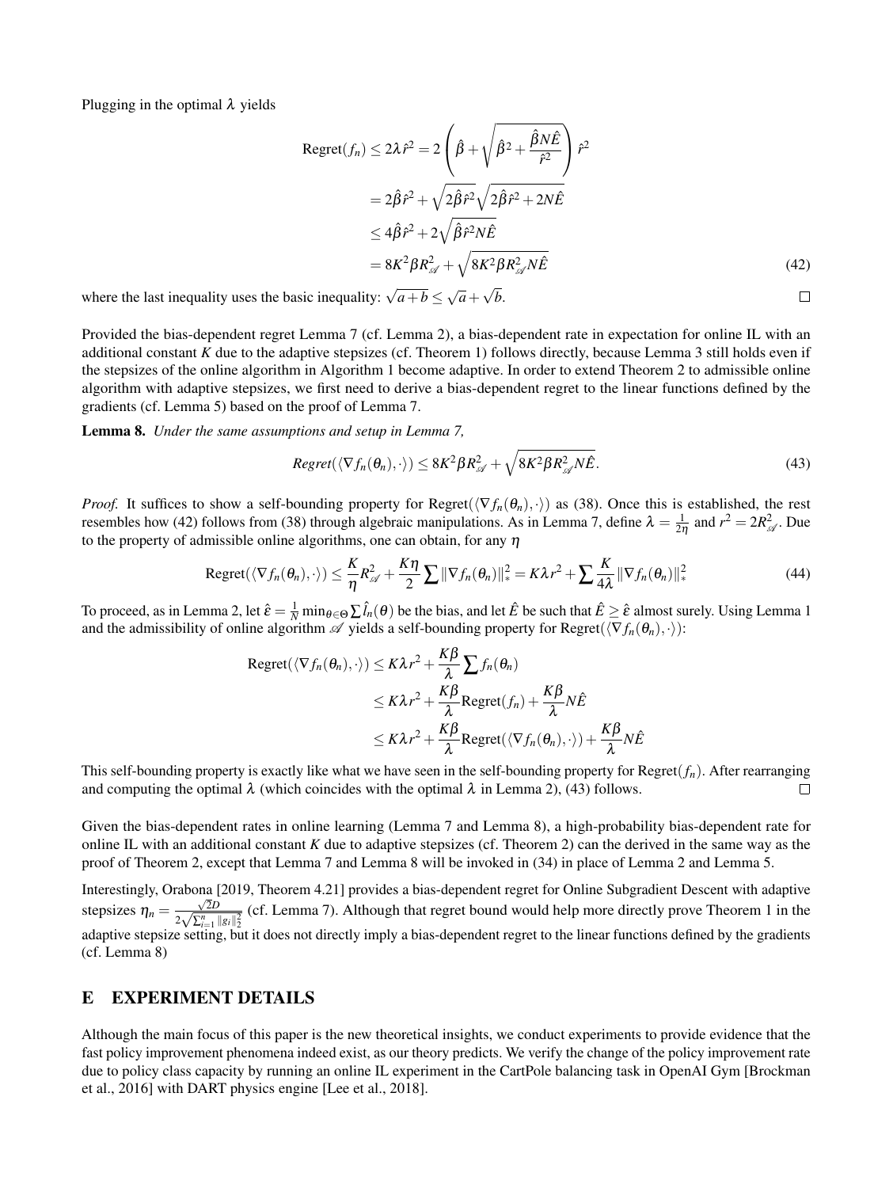Plugging in the optimal $\lambda$ yields

$$
\begin{aligned}
\text{Regret}(f_n) &\leq 2\lambda \hat{r}^2 = 2\left(\hat{\beta} + \sqrt{\hat{\beta}^2 + \frac{\hat{\beta} N \hat{E}}{\hat{r}^2}}\right)\hat{r}^2 \\
&= 2\hat{\beta}\hat{r}^2 + \sqrt{2\hat{\beta}\hat{r}^2}\sqrt{2\hat{\beta}\hat{r}^2 + 2N\hat{E}} \\
&\leq 4\hat{\beta}\hat{r}^2 + 2\sqrt{\hat{\beta}\hat{r}^2 N\hat{E}} \\
&= 8K^2\beta R_{\mathscr{A}}^2 + \sqrt{8K^2\beta R_{\mathscr{A}}^2 N\hat{E}}
\end{aligned} \tag{42}
$$

where the last inequality uses the basic inequality: $\sqrt{a+b} \leq \sqrt{a} + \sqrt{b}$. ◻

Provided the bias-dependent regret Lemma 7 (cf. Lemma 2), a bias-dependent rate in expectation for online IL with an additional constant $K$ due to the adaptive stepsizes (cf. Theorem 1) follows directly, because Lemma 3 still holds even if the stepsizes of the online algorithm in Algorithm 1 become adaptive. In order to extend Theorem 2 to admissible online algorithm with adaptive stepsizes, we first need to derive a bias-dependent regret to the linear functions defined by the gradients (cf. Lemma 5) based on the proof of Lemma 7.

**Lemma 8.** *Under the same assumptions and setup in Lemma 7,*

$$
\mathit{Regret}(\langle \nabla f_n(\theta_n), \cdot \rangle) \leq 8K^2\beta R_{\mathscr{A}}^2 + \sqrt{8K^2\beta R_{\mathscr{A}}^2 N\hat{E}}. \tag{43}
$$

*Proof.* It suffices to show a self-bounding property for $\text{Regret}(\langle \nabla f_n(\theta_n), \cdot \rangle)$ as (38). Once this is established, the rest resembles how (42) follows from (38) through algebraic manipulations. As in Lemma 7, define $\lambda = \frac{1}{2\eta}$ and $r^2 = 2R_{\mathscr{A}}^2$. Due to the property of admissible online algorithms, one can obtain, for any $\eta$

$$
\text{Regret}(\langle \nabla f_n(\theta_n), \cdot \rangle) \leq \frac{K}{\eta} R_{\mathscr{A}}^2 + \frac{K\eta}{2} \sum \|\nabla f_n(\theta_n)\|_*^2 = K\lambda r^2 + \sum \frac{K}{4\lambda} \|\nabla f_n(\theta_n)\|_*^2 \tag{44}
$$

To proceed, as in Lemma 2, let $\hat{\varepsilon} = \frac{1}{N} \min_{\theta\in\Theta} \sum \hat{l}_n(\theta)$ be the bias, and let $\hat{E}$ be such that $\hat{E} \geq \hat{\varepsilon}$ almost surely. Using Lemma 1 and the admissibility of online algorithm $\mathscr{A}$ yields a self-bounding property for $\text{Regret}(\langle \nabla f_n(\theta_n), \cdot \rangle)$:

$$
\begin{aligned}
\text{Regret}(\langle \nabla f_n(\theta_n), \cdot \rangle) &\leq K\lambda r^2 + \frac{K\beta}{\lambda} \sum f_n(\theta_n) \\
&\leq K\lambda r^2 + \frac{K\beta}{\lambda} \text{Regret}(f_n) + \frac{K\beta}{\lambda} N\hat{E} \\
&\leq K\lambda r^2 + \frac{K\beta}{\lambda} \text{Regret}(\langle \nabla f_n(\theta_n), \cdot \rangle) + \frac{K\beta}{\lambda} N\hat{E}
\end{aligned}
$$

This self-bounding property is exactly like what we have seen in the self-bounding property for $\text{Regret}(f_n)$. After rearranging and computing the optimal $\lambda$ (which coincides with the optimal $\lambda$ in Lemma 2), (43) follows. ◻

Given the bias-dependent rates in online learning (Lemma 7 and Lemma 8), a high-probability bias-dependent rate for online IL with an additional constant $K$ due to adaptive stepsizes (cf. Theorem 2) can the derived in the same way as the proof of Theorem 2, except that Lemma 7 and Lemma 8 will be invoked in (34) in place of Lemma 2 and Lemma 5.

Interestingly, Orabona [2019, Theorem 4.21] provides a bias-dependent regret for Online Subgradient Descent with adaptive stepsizes $\eta_n = \frac{\sqrt{2}D}{2\sqrt{\sum_{i=1}^n \|g_i\|_2^2}}$ (cf. Lemma 7). Although that regret bound would help more directly prove Theorem 1 in the adaptive stepsize setting, but it does not directly imply a bias-dependent regret to the linear functions defined by the gradients (cf. Lemma 8)

## E EXPERIMENT DETAILS

Although the main focus of this paper is the new theoretical insights, we conduct experiments to provide evidence that the fast policy improvement phenomena indeed exist, as our theory predicts. We verify the change of the policy improvement rate due to policy class capacity by running an online IL experiment in the CartPole balancing task in OpenAI Gym [Brockman et al., 2016] with DART physics engine [Lee et al., 2018].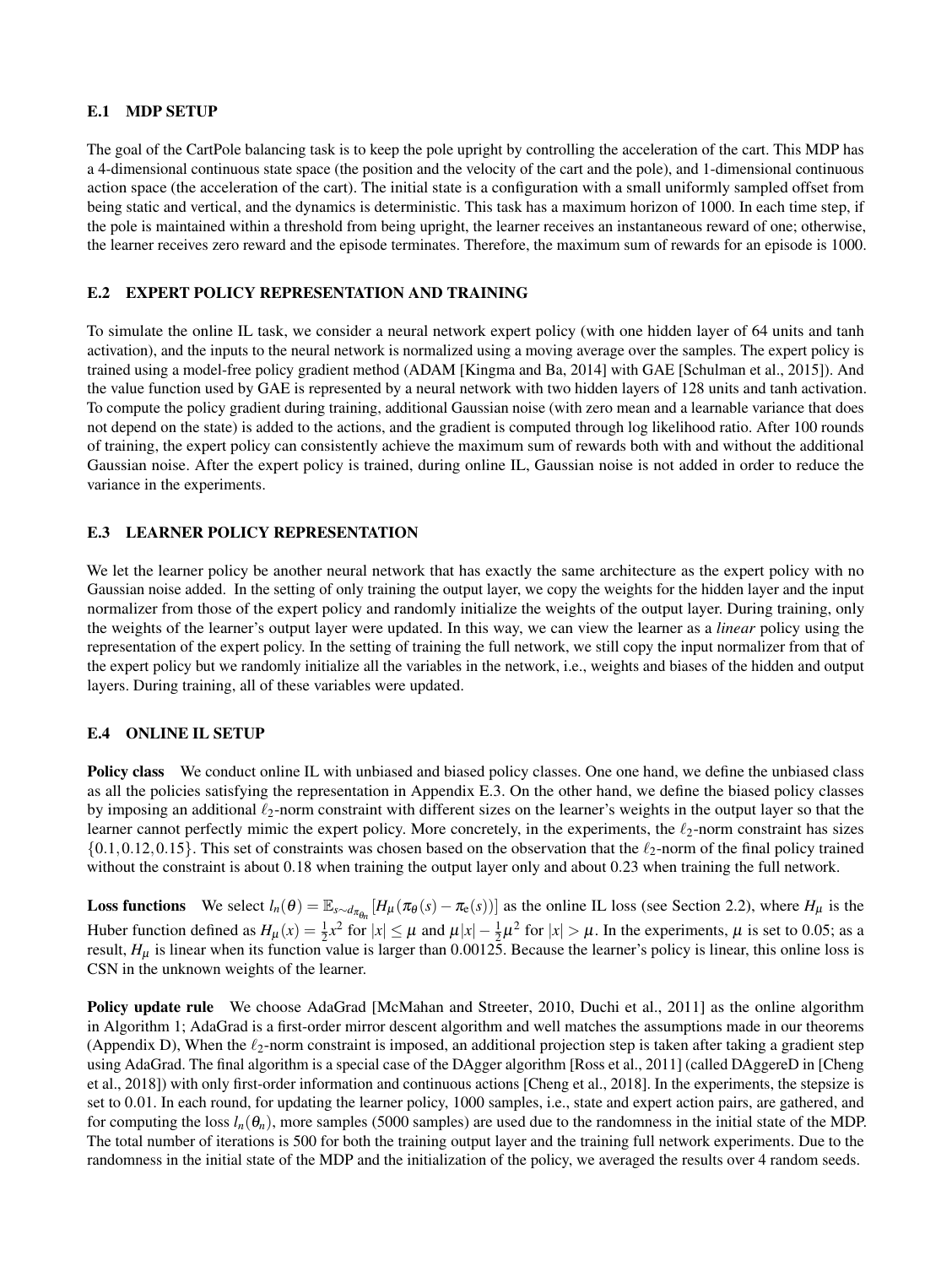### E.1 MDP SETUP

The goal of the CartPole balancing task is to keep the pole upright by controlling the acceleration of the cart. This MDP has a 4-dimensional continuous state space (the position and the velocity of the cart and the pole), and 1-dimensional continuous action space (the acceleration of the cart). The initial state is a configuration with a small uniformly sampled offset from being static and vertical, and the dynamics is deterministic. This task has a maximum horizon of 1000. In each time step, if the pole is maintained within a threshold from being upright, the learner receives an instantaneous reward of one; otherwise, the learner receives zero reward and the episode terminates. Therefore, the maximum sum of rewards for an episode is 1000.

### E.2 EXPERT POLICY REPRESENTATION AND TRAINING

To simulate the online IL task, we consider a neural network expert policy (with one hidden layer of 64 units and tanh activation), and the inputs to the neural network is normalized using a moving average over the samples. The expert policy is trained using a model-free policy gradient method (ADAM [Kingma and Ba, 2014] with GAE [Schulman et al., 2015]). And the value function used by GAE is represented by a neural network with two hidden layers of 128 units and tanh activation. To compute the policy gradient during training, additional Gaussian noise (with zero mean and a learnable variance that does not depend on the state) is added to the actions, and the gradient is computed through log likelihood ratio. After 100 rounds of training, the expert policy can consistently achieve the maximum sum of rewards both with and without the additional Gaussian noise. After the expert policy is trained, during online IL, Gaussian noise is not added in order to reduce the variance in the experiments.

### E.3 LEARNER POLICY REPRESENTATION

We let the learner policy be another neural network that has exactly the same architecture as the expert policy with no Gaussian noise added. In the setting of only training the output layer, we copy the weights for the hidden layer and the input normalizer from those of the expert policy and randomly initialize the weights of the output layer. During training, only the weights of the learner's output layer were updated. In this way, we can view the learner as a *linear* policy using the representation of the expert policy. In the setting of training the full network, we still copy the input normalizer from that of the expert policy but we randomly initialize all the variables in the network, i.e., weights and biases of the hidden and output layers. During training, all of these variables were updated.

### E.4 ONLINE IL SETUP

**Policy class** We conduct online IL with unbiased and biased policy classes. One one hand, we define the unbiased class as all the policies satisfying the representation in Appendix E.3. On the other hand, we define the biased policy classes by imposing an additional $\ell_2$-norm constraint with different sizes on the learner's weights in the output layer so that the learner cannot perfectly mimic the expert policy. More concretely, in the experiments, the $\ell_2$-norm constraint has sizes $\{0.1, 0.12, 0.15\}$. This set of constraints was chosen based on the observation that the $\ell_2$-norm of the final policy trained without the constraint is about 0.18 when training the output layer only and about 0.23 when training the full network.

**Loss functions** We select $l_n(\theta) = \mathbb{E}_{s \sim d_{\pi_{\theta_n}}}[H_\mu(\pi_\theta(s) - \pi_e(s))]$ as the online IL loss (see Section 2.2), where $H_\mu$ is the Huber function defined as $H_\mu(x) = \frac{1}{2}x^2$ for $|x| \leq \mu$ and $\mu|x| - \frac{1}{2}\mu^2$ for $|x| > \mu$. In the experiments, $\mu$ is set to 0.05; as a result, $H_\mu$ is linear when its function value is larger than 0.00125. Because the learner's policy is linear, this online loss is CSN in the unknown weights of the learner.

**Policy update rule** We choose AdaGrad [McMahan and Streeter, 2010, Duchi et al., 2011] as the online algorithm in Algorithm 1; AdaGrad is a first-order mirror descent algorithm and well matches the assumptions made in our theorems (Appendix D), When the $\ell_2$-norm constraint is imposed, an additional projection step is taken after taking a gradient step using AdaGrad. The final algorithm is a special case of the DAgger algorithm [Ross et al., 2011] (called DAggereD in [Cheng et al., 2018]) with only first-order information and continuous actions [Cheng et al., 2018]. In the experiments, the stepsize is set to 0.01. In each round, for updating the learner policy, 1000 samples, i.e., state and expert action pairs, are gathered, and for computing the loss $l_n(\theta_n)$, more samples (5000 samples) are used due to the randomness in the initial state of the MDP. The total number of iterations is 500 for both the training output layer and the training full network experiments. Due to the randomness in the initial state of the MDP and the initialization of the policy, we averaged the results over 4 random seeds.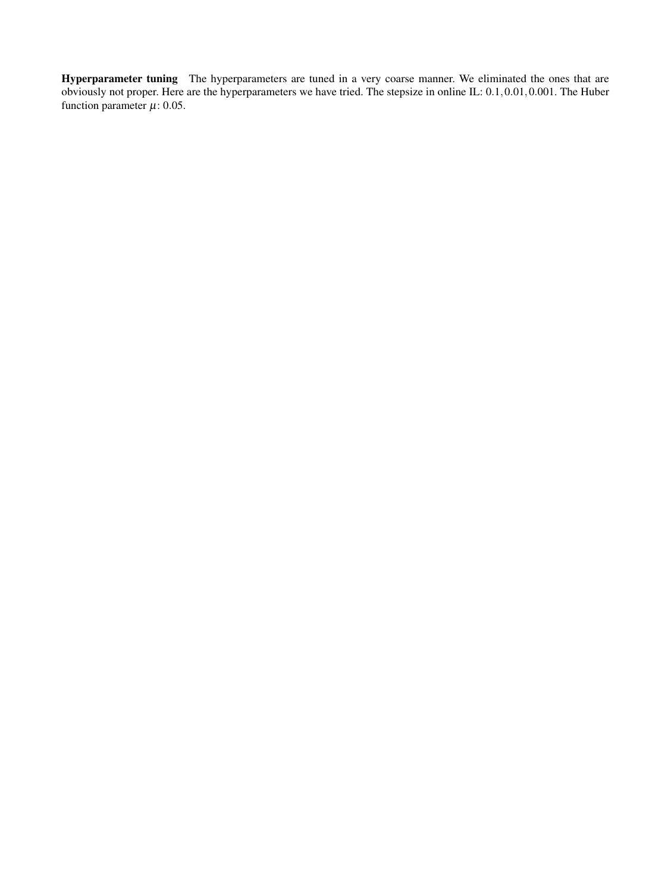**Hyperparameter tuning** The hyperparameters are tuned in a very coarse manner. We eliminated the ones that are obviously not proper. Here are the hyperparameters we have tried. The stepsize in online IL: $0.1, 0.01, 0.001$. The Huber function parameter $\mu$: $0.05$.